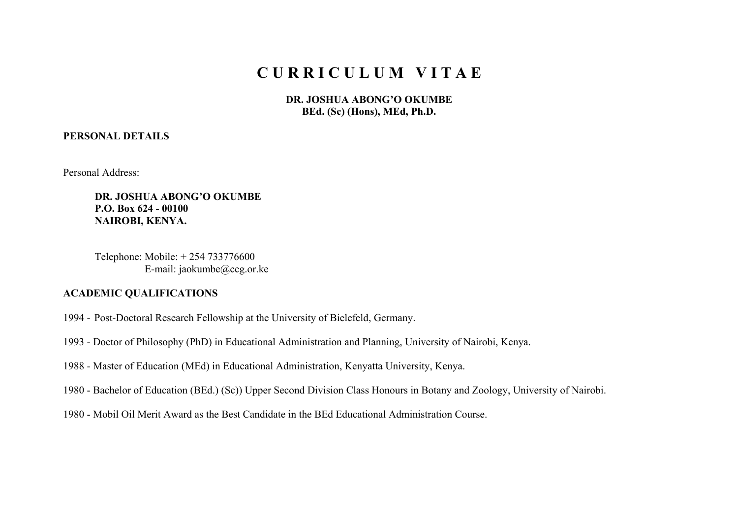# C U R R I C U L U M V I T A E

**DR. JOSHUA ABONG'O OKUMBE**
**BEd. (Sc) (Hons), MEd, Ph.D.**

## PERSONAL DETAILS

Personal Address:

**DR. JOSHUA ABONG'O OKUMBE**
**P.O. Box 624 - 00100**
**NAIROBI, KENYA.**

Telephone: Mobile: + 254 733776600
E-mail: jaokumbe@ccg.or.ke

## ACADEMIC QUALIFICATIONS

1994 - Post-Doctoral Research Fellowship at the University of Bielefeld, Germany.

1993 - Doctor of Philosophy (PhD) in Educational Administration and Planning, University of Nairobi, Kenya.

1988 - Master of Education (MEd) in Educational Administration, Kenyatta University, Kenya.

1980 - Bachelor of Education (BEd.) (Sc)) Upper Second Division Class Honours in Botany and Zoology, University of Nairobi.

1980 - Mobil Oil Merit Award as the Best Candidate in the BEd Educational Administration Course.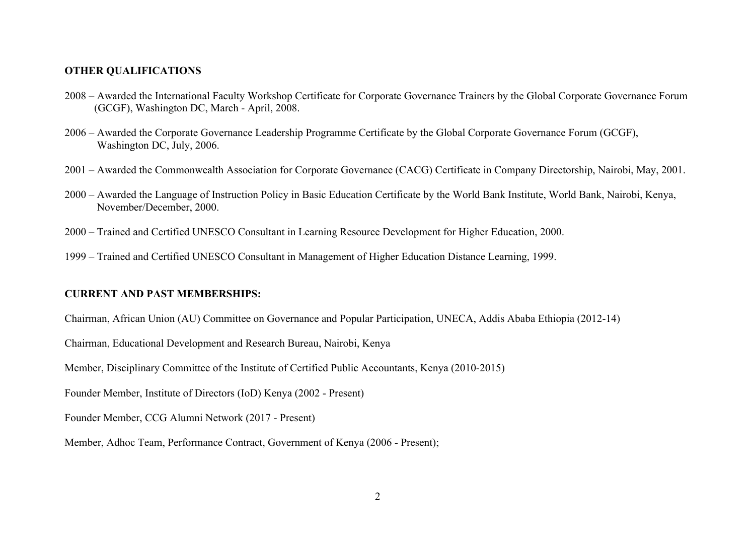## OTHER QUALIFICATIONS

2008 – Awarded the International Faculty Workshop Certificate for Corporate Governance Trainers by the Global Corporate Governance Forum (GCGF), Washington DC, March - April, 2008.

2006 – Awarded the Corporate Governance Leadership Programme Certificate by the Global Corporate Governance Forum (GCGF), Washington DC, July, 2006.

2001 – Awarded the Commonwealth Association for Corporate Governance (CACG) Certificate in Company Directorship, Nairobi, May, 2001.

2000 – Awarded the Language of Instruction Policy in Basic Education Certificate by the World Bank Institute, World Bank, Nairobi, Kenya, November/December, 2000.

2000 – Trained and Certified UNESCO Consultant in Learning Resource Development for Higher Education, 2000.

1999 – Trained and Certified UNESCO Consultant in Management of Higher Education Distance Learning, 1999.

## CURRENT AND PAST MEMBERSHIPS:

Chairman, African Union (AU) Committee on Governance and Popular Participation, UNECA, Addis Ababa Ethiopia (2012-14)

Chairman, Educational Development and Research Bureau, Nairobi, Kenya

Member, Disciplinary Committee of the Institute of Certified Public Accountants, Kenya (2010-2015)

Founder Member, Institute of Directors (IoD) Kenya (2002 - Present)

Founder Member, CCG Alumni Network (2017 - Present)

Member, Adhoc Team, Performance Contract, Government of Kenya (2006 - Present);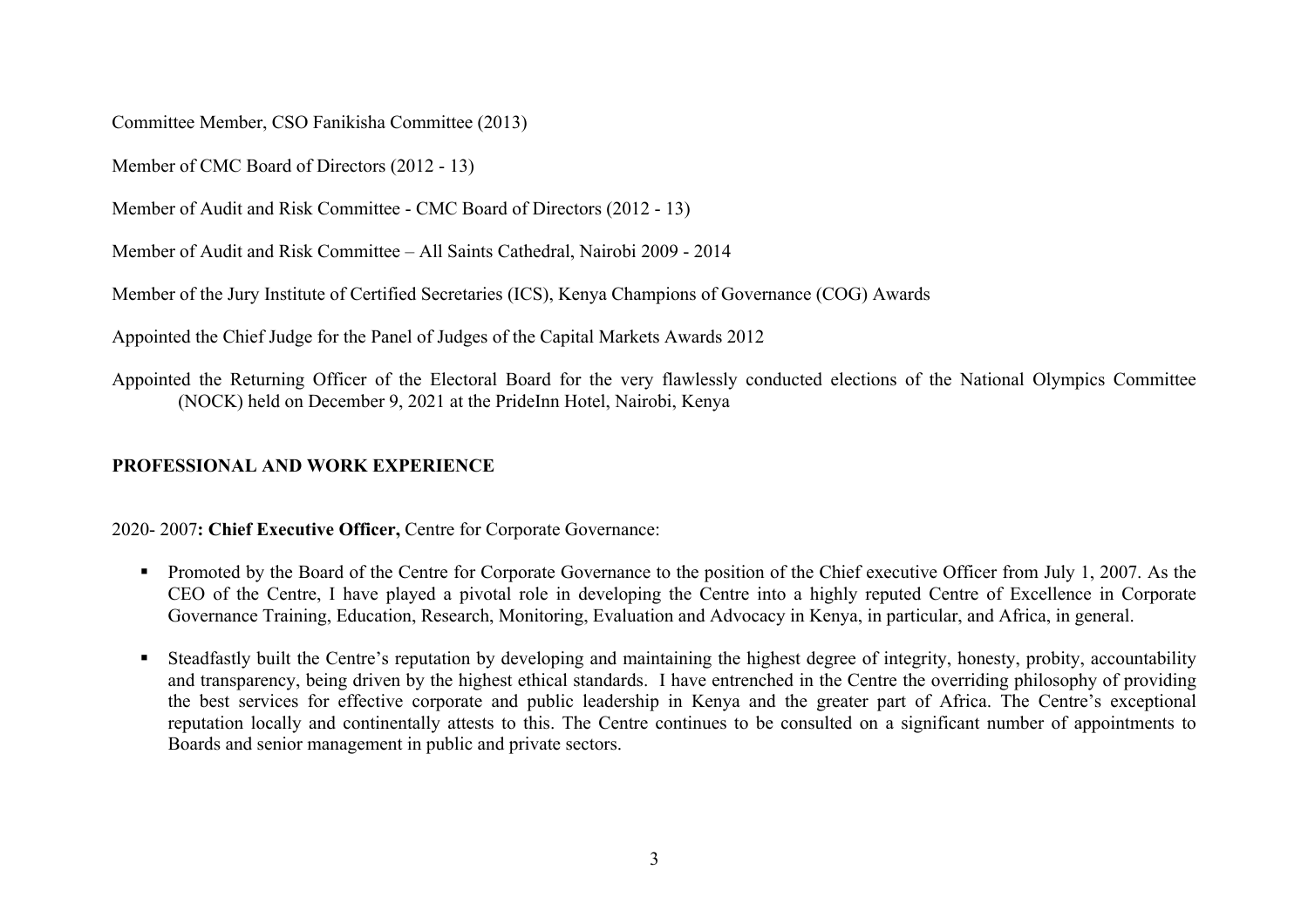Committee Member, CSO Fanikisha Committee (2013)

Member of CMC Board of Directors (2012 - 13)

Member of Audit and Risk Committee - CMC Board of Directors (2012 - 13)

Member of Audit and Risk Committee – All Saints Cathedral, Nairobi 2009 - 2014

Member of the Jury Institute of Certified Secretaries (ICS), Kenya Champions of Governance (COG) Awards

Appointed the Chief Judge for the Panel of Judges of the Capital Markets Awards 2012

Appointed the Returning Officer of the Electoral Board for the very flawlessly conducted elections of the National Olympics Committee (NOCK) held on December 9, 2021 at the PrideInn Hotel, Nairobi, Kenya

## PROFESSIONAL AND WORK EXPERIENCE

2020- 2007**: Chief Executive Officer,** Centre for Corporate Governance:

- Promoted by the Board of the Centre for Corporate Governance to the position of the Chief executive Officer from July 1, 2007. As the CEO of the Centre, I have played a pivotal role in developing the Centre into a highly reputed Centre of Excellence in Corporate Governance Training, Education, Research, Monitoring, Evaluation and Advocacy in Kenya, in particular, and Africa, in general.

- Steadfastly built the Centre's reputation by developing and maintaining the highest degree of integrity, honesty, probity, accountability and transparency, being driven by the highest ethical standards. I have entrenched in the Centre the overriding philosophy of providing the best services for effective corporate and public leadership in Kenya and the greater part of Africa. The Centre's exceptional reputation locally and continentally attests to this. The Centre continues to be consulted on a significant number of appointments to Boards and senior management in public and private sectors.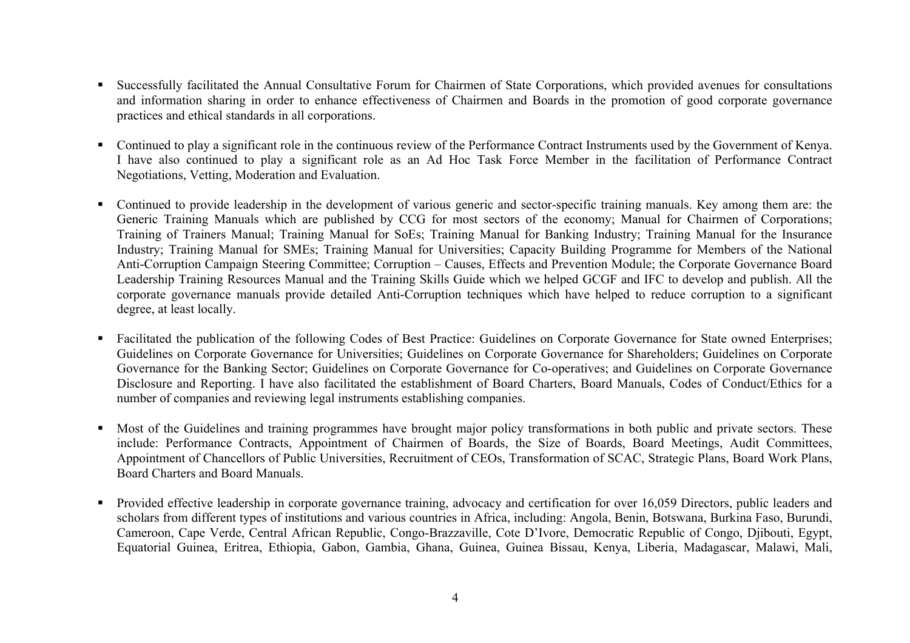- Successfully facilitated the Annual Consultative Forum for Chairmen of State Corporations, which provided avenues for consultations and information sharing in order to enhance effectiveness of Chairmen and Boards in the promotion of good corporate governance practices and ethical standards in all corporations.

- Continued to play a significant role in the continuous review of the Performance Contract Instruments used by the Government of Kenya. I have also continued to play a significant role as an Ad Hoc Task Force Member in the facilitation of Performance Contract Negotiations, Vetting, Moderation and Evaluation.

- Continued to provide leadership in the development of various generic and sector-specific training manuals. Key among them are: the Generic Training Manuals which are published by CCG for most sectors of the economy; Manual for Chairmen of Corporations; Training of Trainers Manual; Training Manual for SoEs; Training Manual for Banking Industry; Training Manual for the Insurance Industry; Training Manual for SMEs; Training Manual for Universities; Capacity Building Programme for Members of the National Anti-Corruption Campaign Steering Committee; Corruption – Causes, Effects and Prevention Module; the Corporate Governance Board Leadership Training Resources Manual and the Training Skills Guide which we helped GCGF and IFC to develop and publish. All the corporate governance manuals provide detailed Anti-Corruption techniques which have helped to reduce corruption to a significant degree, at least locally.

- Facilitated the publication of the following Codes of Best Practice: Guidelines on Corporate Governance for State owned Enterprises; Guidelines on Corporate Governance for Universities; Guidelines on Corporate Governance for Shareholders; Guidelines on Corporate Governance for the Banking Sector; Guidelines on Corporate Governance for Co-operatives; and Guidelines on Corporate Governance Disclosure and Reporting. I have also facilitated the establishment of Board Charters, Board Manuals, Codes of Conduct/Ethics for a number of companies and reviewing legal instruments establishing companies.

- Most of the Guidelines and training programmes have brought major policy transformations in both public and private sectors. These include: Performance Contracts, Appointment of Chairmen of Boards, the Size of Boards, Board Meetings, Audit Committees, Appointment of Chancellors of Public Universities, Recruitment of CEOs, Transformation of SCAC, Strategic Plans, Board Work Plans, Board Charters and Board Manuals.

- Provided effective leadership in corporate governance training, advocacy and certification for over 16,059 Directors, public leaders and scholars from different types of institutions and various countries in Africa, including: Angola, Benin, Botswana, Burkina Faso, Burundi, Cameroon, Cape Verde, Central African Republic, Congo-Brazzaville, Cote D'Ivore, Democratic Republic of Congo, Djibouti, Egypt, Equatorial Guinea, Eritrea, Ethiopia, Gabon, Gambia, Ghana, Guinea, Guinea Bissau, Kenya, Liberia, Madagascar, Malawi, Mali,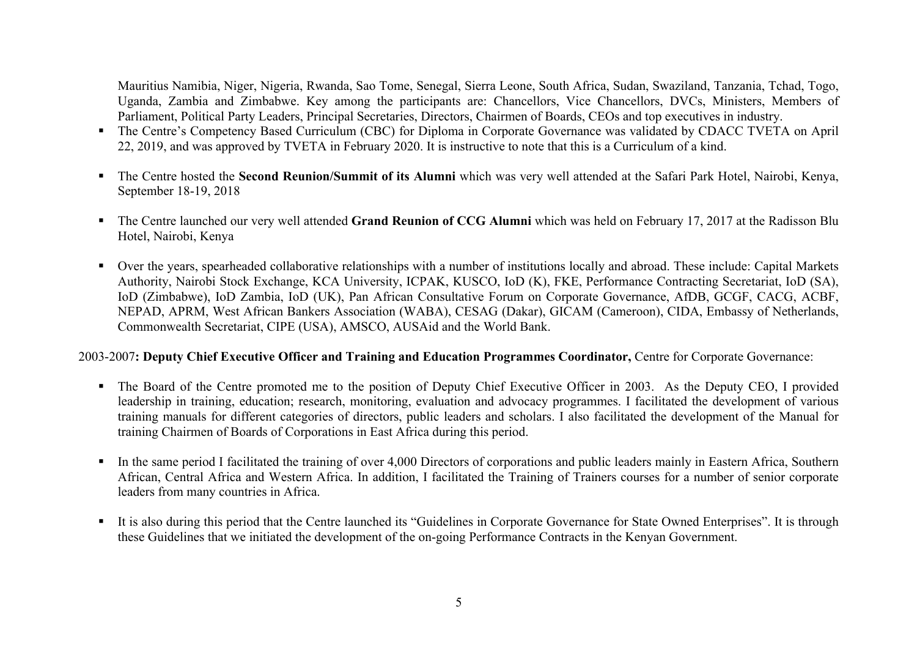Mauritius Namibia, Niger, Nigeria, Rwanda, Sao Tome, Senegal, Sierra Leone, South Africa, Sudan, Swaziland, Tanzania, Tchad, Togo, Uganda, Zambia and Zimbabwe. Key among the participants are: Chancellors, Vice Chancellors, DVCs, Ministers, Members of Parliament, Political Party Leaders, Principal Secretaries, Directors, Chairmen of Boards, CEOs and top executives in industry.

- The Centre's Competency Based Curriculum (CBC) for Diploma in Corporate Governance was validated by CDACC TVETA on April 22, 2019, and was approved by TVETA in February 2020. It is instructive to note that this is a Curriculum of a kind.
- The Centre hosted the **Second Reunion/Summit of its Alumni** which was very well attended at the Safari Park Hotel, Nairobi, Kenya, September 18-19, 2018
- The Centre launched our very well attended **Grand Reunion of CCG Alumni** which was held on February 17, 2017 at the Radisson Blu Hotel, Nairobi, Kenya
- Over the years, spearheaded collaborative relationships with a number of institutions locally and abroad. These include: Capital Markets Authority, Nairobi Stock Exchange, KCA University, ICPAK, KUSCO, IoD (K), FKE, Performance Contracting Secretariat, IoD (SA), IoD (Zimbabwe), IoD Zambia, IoD (UK), Pan African Consultative Forum on Corporate Governance, AfDB, GCGF, CACG, ACBF, NEPAD, APRM, West African Bankers Association (WABA), CESAG (Dakar), GICAM (Cameroon), CIDA, Embassy of Netherlands, Commonwealth Secretariat, CIPE (USA), AMSCO, AUSAid and the World Bank.

2003-2007**: Deputy Chief Executive Officer and Training and Education Programmes Coordinator,** Centre for Corporate Governance:

- The Board of the Centre promoted me to the position of Deputy Chief Executive Officer in 2003. As the Deputy CEO, I provided leadership in training, education; research, monitoring, evaluation and advocacy programmes. I facilitated the development of various training manuals for different categories of directors, public leaders and scholars. I also facilitated the development of the Manual for training Chairmen of Boards of Corporations in East Africa during this period.
- In the same period I facilitated the training of over 4,000 Directors of corporations and public leaders mainly in Eastern Africa, Southern African, Central Africa and Western Africa. In addition, I facilitated the Training of Trainers courses for a number of senior corporate leaders from many countries in Africa.
- It is also during this period that the Centre launched its "Guidelines in Corporate Governance for State Owned Enterprises". It is through these Guidelines that we initiated the development of the on-going Performance Contracts in the Kenyan Government.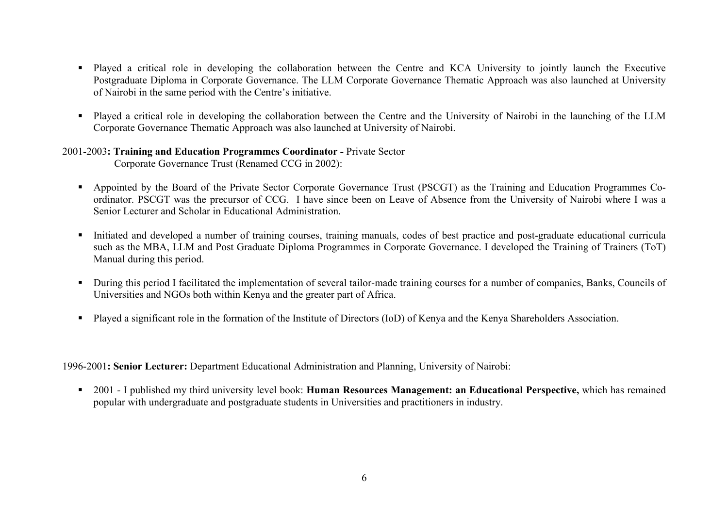- Played a critical role in developing the collaboration between the Centre and KCA University to jointly launch the Executive Postgraduate Diploma in Corporate Governance. The LLM Corporate Governance Thematic Approach was also launched at University of Nairobi in the same period with the Centre's initiative.

- Played a critical role in developing the collaboration between the Centre and the University of Nairobi in the launching of the LLM Corporate Governance Thematic Approach was also launched at University of Nairobi.

2001-2003**: Training and Education Programmes Coordinator -** Private Sector Corporate Governance Trust (Renamed CCG in 2002):

- Appointed by the Board of the Private Sector Corporate Governance Trust (PSCGT) as the Training and Education Programmes Co-ordinator. PSCGT was the precursor of CCG. I have since been on Leave of Absence from the University of Nairobi where I was a Senior Lecturer and Scholar in Educational Administration.

- Initiated and developed a number of training courses, training manuals, codes of best practice and post-graduate educational curricula such as the MBA, LLM and Post Graduate Diploma Programmes in Corporate Governance. I developed the Training of Trainers (ToT) Manual during this period.

- During this period I facilitated the implementation of several tailor-made training courses for a number of companies, Banks, Councils of Universities and NGOs both within Kenya and the greater part of Africa.

- Played a significant role in the formation of the Institute of Directors (IoD) of Kenya and the Kenya Shareholders Association.

1996-2001**: Senior Lecturer:** Department Educational Administration and Planning, University of Nairobi:

- 2001 - I published my third university level book: **Human Resources Management: an Educational Perspective,** which has remained popular with undergraduate and postgraduate students in Universities and practitioners in industry.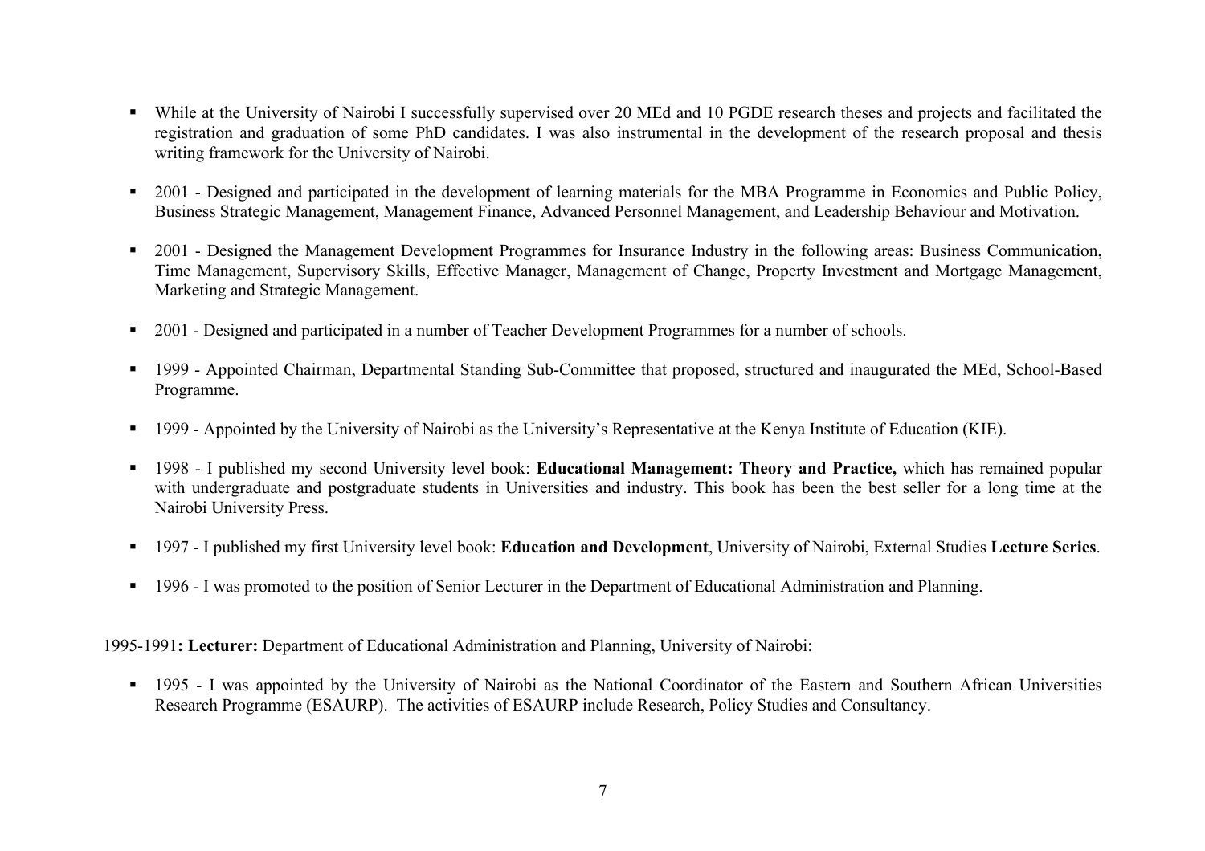- While at the University of Nairobi I successfully supervised over 20 MEd and 10 PGDE research theses and projects and facilitated the registration and graduation of some PhD candidates. I was also instrumental in the development of the research proposal and thesis writing framework for the University of Nairobi.

- 2001 - Designed and participated in the development of learning materials for the MBA Programme in Economics and Public Policy, Business Strategic Management, Management Finance, Advanced Personnel Management, and Leadership Behaviour and Motivation.

- 2001 - Designed the Management Development Programmes for Insurance Industry in the following areas: Business Communication, Time Management, Supervisory Skills, Effective Manager, Management of Change, Property Investment and Mortgage Management, Marketing and Strategic Management.

- 2001 - Designed and participated in a number of Teacher Development Programmes for a number of schools.

- 1999 - Appointed Chairman, Departmental Standing Sub-Committee that proposed, structured and inaugurated the MEd, School-Based Programme.

- 1999 - Appointed by the University of Nairobi as the University's Representative at the Kenya Institute of Education (KIE).

- 1998 - I published my second University level book: **Educational Management: Theory and Practice,** which has remained popular with undergraduate and postgraduate students in Universities and industry. This book has been the best seller for a long time at the Nairobi University Press.

- 1997 - I published my first University level book: **Education and Development**, University of Nairobi, External Studies **Lecture Series**.

- 1996 - I was promoted to the position of Senior Lecturer in the Department of Educational Administration and Planning.

1995-1991**: Lecturer:** Department of Educational Administration and Planning, University of Nairobi:

- 1995 - I was appointed by the University of Nairobi as the National Coordinator of the Eastern and Southern African Universities Research Programme (ESAURP). The activities of ESAURP include Research, Policy Studies and Consultancy.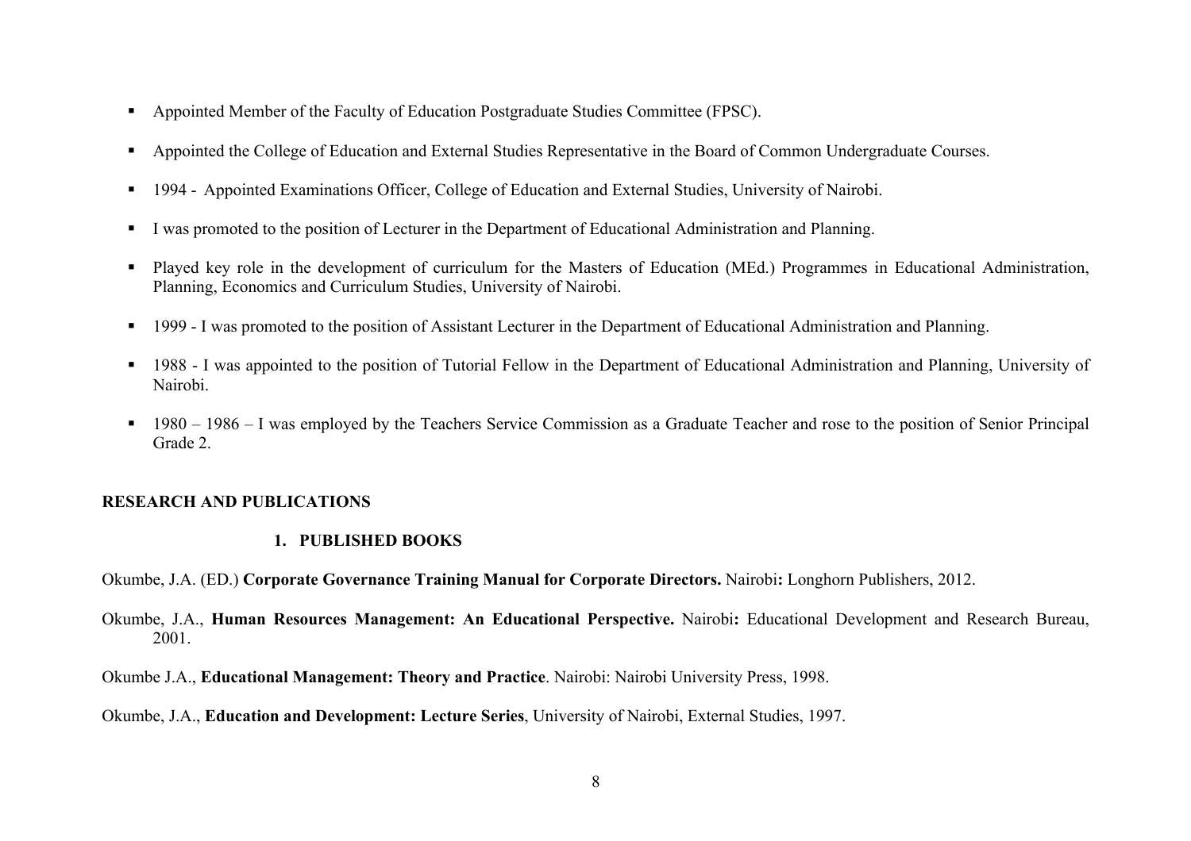- Appointed Member of the Faculty of Education Postgraduate Studies Committee (FPSC).
- Appointed the College of Education and External Studies Representative in the Board of Common Undergraduate Courses.
- 1994 - Appointed Examinations Officer, College of Education and External Studies, University of Nairobi.
- I was promoted to the position of Lecturer in the Department of Educational Administration and Planning.
- Played key role in the development of curriculum for the Masters of Education (MEd.) Programmes in Educational Administration, Planning, Economics and Curriculum Studies, University of Nairobi.
- 1999 - I was promoted to the position of Assistant Lecturer in the Department of Educational Administration and Planning.
- 1988 - I was appointed to the position of Tutorial Fellow in the Department of Educational Administration and Planning, University of Nairobi.
- 1980 – 1986 – I was employed by the Teachers Service Commission as a Graduate Teacher and rose to the position of Senior Principal Grade 2.

## RESEARCH AND PUBLICATIONS

### 1. PUBLISHED BOOKS

Okumbe, J.A. (ED.) **Corporate Governance Training Manual for Corporate Directors.** Nairobi**:** Longhorn Publishers, 2012.

Okumbe, J.A., **Human Resources Management: An Educational Perspective.** Nairobi**:** Educational Development and Research Bureau, 2001.

Okumbe J.A., **Educational Management: Theory and Practice**. Nairobi: Nairobi University Press, 1998.

Okumbe, J.A., **Education and Development: Lecture Series**, University of Nairobi, External Studies, 1997.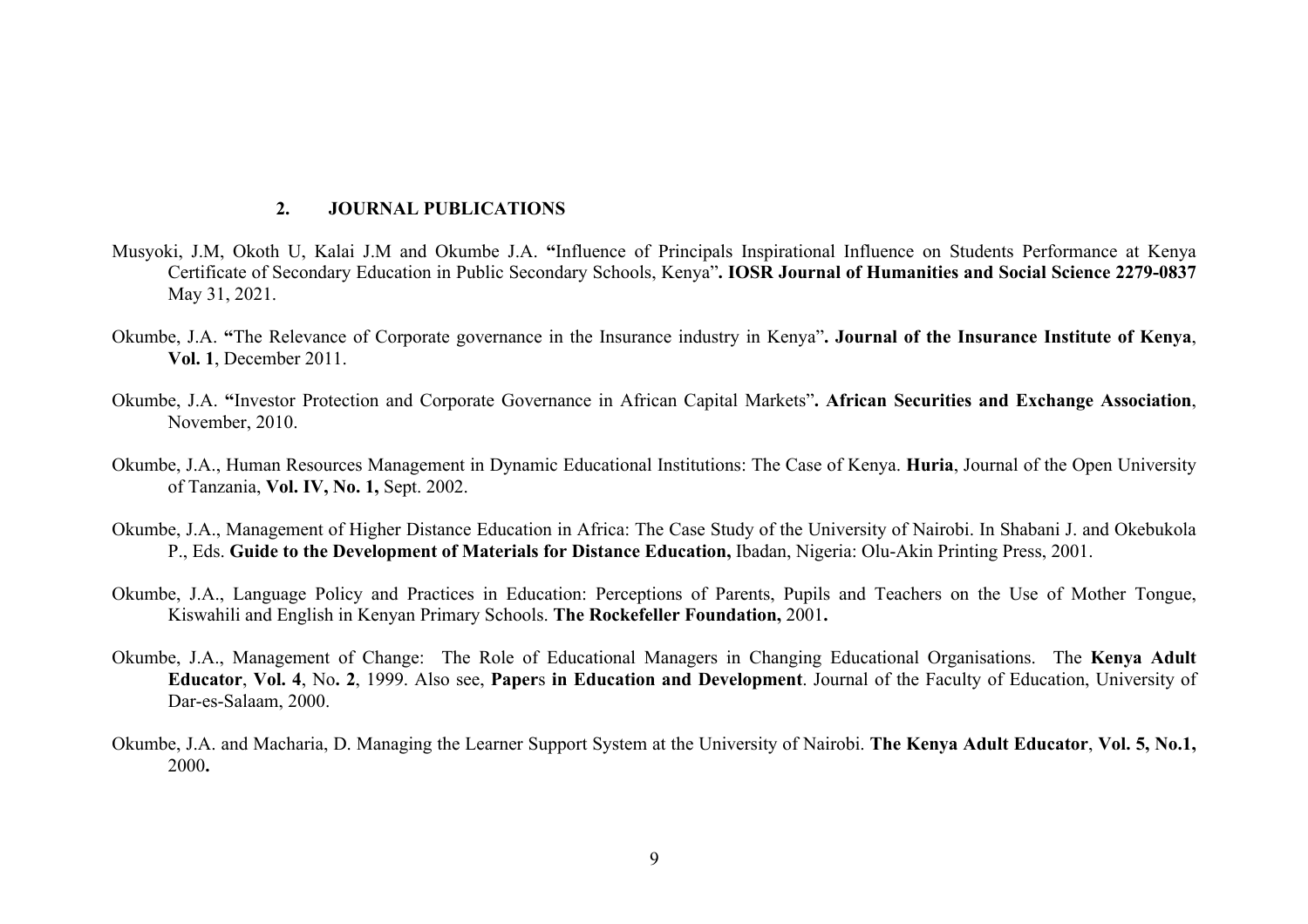## 2. JOURNAL PUBLICATIONS

Musyoki, J.M, Okoth U, Kalai J.M and Okumbe J.A. **"**Influence of Principals Inspirational Influence on Students Performance at Kenya Certificate of Secondary Education in Public Secondary Schools, Kenya"**. IOSR Journal of Humanities and Social Science 2279-0837** May 31, 2021.

Okumbe, J.A. **"**The Relevance of Corporate governance in the Insurance industry in Kenya"**. Journal of the Insurance Institute of Kenya**, **Vol. 1**, December 2011.

Okumbe, J.A. **"**Investor Protection and Corporate Governance in African Capital Markets"**. African Securities and Exchange Association**, November, 2010.

Okumbe, J.A., Human Resources Management in Dynamic Educational Institutions: The Case of Kenya. **Huria**, Journal of the Open University of Tanzania, **Vol. IV, No. 1,** Sept. 2002.

Okumbe, J.A., Management of Higher Distance Education in Africa: The Case Study of the University of Nairobi. In Shabani J. and Okebukola P., Eds. **Guide to the Development of Materials for Distance Education,** Ibadan, Nigeria: Olu-Akin Printing Press, 2001.

Okumbe, J.A., Language Policy and Practices in Education: Perceptions of Parents, Pupils and Teachers on the Use of Mother Tongue, Kiswahili and English in Kenyan Primary Schools. **The Rockefeller Foundation,** 2001**.**

Okumbe, J.A., Management of Change: The Role of Educational Managers in Changing Educational Organisations. The **Kenya Adult Educator**, **Vol. 4**, No**. 2**, 1999. Also see, **Paper**s **in Education and Development**. Journal of the Faculty of Education, University of Dar-es-Salaam, 2000.

Okumbe, J.A. and Macharia, D. Managing the Learner Support System at the University of Nairobi. **The Kenya Adult Educator**, **Vol. 5, No.1,** 2000**.**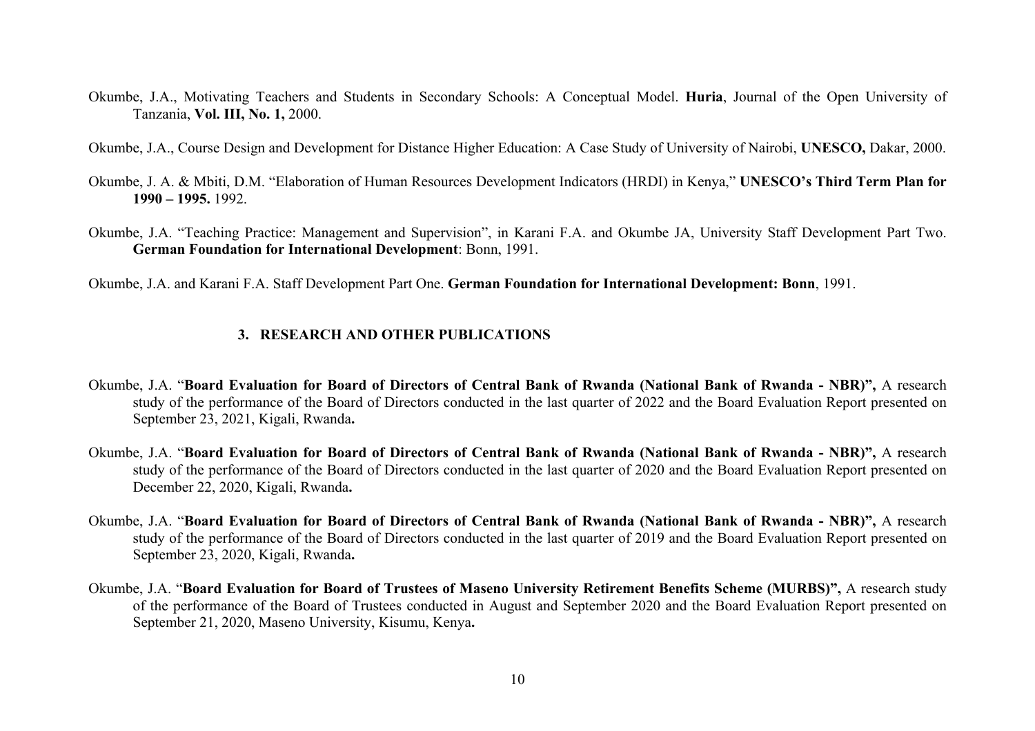Okumbe, J.A., Motivating Teachers and Students in Secondary Schools: A Conceptual Model. **Huria**, Journal of the Open University of Tanzania, **Vol. III, No. 1,** 2000.

Okumbe, J.A., Course Design and Development for Distance Higher Education: A Case Study of University of Nairobi, **UNESCO,** Dakar, 2000.

Okumbe, J. A. & Mbiti, D.M. "Elaboration of Human Resources Development Indicators (HRDI) in Kenya," **UNESCO's Third Term Plan for 1990 – 1995.** 1992.

Okumbe, J.A. "Teaching Practice: Management and Supervision", in Karani F.A. and Okumbe JA, University Staff Development Part Two. **German Foundation for International Development**: Bonn, 1991.

Okumbe, J.A. and Karani F.A. Staff Development Part One. **German Foundation for International Development: Bonn**, 1991.

### 3. RESEARCH AND OTHER PUBLICATIONS

Okumbe, J.A. "**Board Evaluation for Board of Directors of Central Bank of Rwanda (National Bank of Rwanda - NBR)",** A research study of the performance of the Board of Directors conducted in the last quarter of 2022 and the Board Evaluation Report presented on September 23, 2021, Kigali, Rwanda**.**

Okumbe, J.A. "**Board Evaluation for Board of Directors of Central Bank of Rwanda (National Bank of Rwanda - NBR)",** A research study of the performance of the Board of Directors conducted in the last quarter of 2020 and the Board Evaluation Report presented on December 22, 2020, Kigali, Rwanda**.**

Okumbe, J.A. "**Board Evaluation for Board of Directors of Central Bank of Rwanda (National Bank of Rwanda - NBR)",** A research study of the performance of the Board of Directors conducted in the last quarter of 2019 and the Board Evaluation Report presented on September 23, 2020, Kigali, Rwanda**.**

Okumbe, J.A. "**Board Evaluation for Board of Trustees of Maseno University Retirement Benefits Scheme (MURBS)",** A research study of the performance of the Board of Trustees conducted in August and September 2020 and the Board Evaluation Report presented on September 21, 2020, Maseno University, Kisumu, Kenya**.**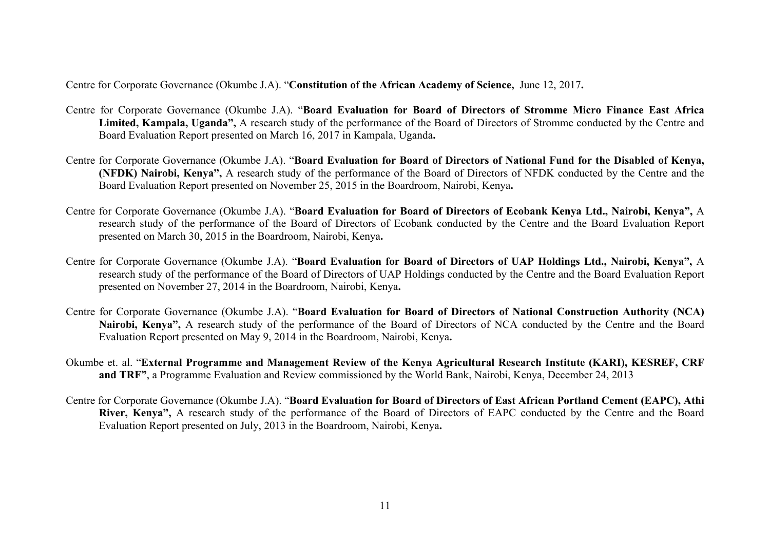Centre for Corporate Governance (Okumbe J.A). "**Constitution of the African Academy of Science,** June 12, 2017**.**

Centre for Corporate Governance (Okumbe J.A). "**Board Evaluation for Board of Directors of Stromme Micro Finance East Africa Limited, Kampala, Uganda",** A research study of the performance of the Board of Directors of Stromme conducted by the Centre and Board Evaluation Report presented on March 16, 2017 in Kampala, Uganda**.**

Centre for Corporate Governance (Okumbe J.A). "**Board Evaluation for Board of Directors of National Fund for the Disabled of Kenya, (NFDK) Nairobi, Kenya",** A research study of the performance of the Board of Directors of NFDK conducted by the Centre and the Board Evaluation Report presented on November 25, 2015 in the Boardroom, Nairobi, Kenya**.**

Centre for Corporate Governance (Okumbe J.A). "**Board Evaluation for Board of Directors of Ecobank Kenya Ltd., Nairobi, Kenya",** A research study of the performance of the Board of Directors of Ecobank conducted by the Centre and the Board Evaluation Report presented on March 30, 2015 in the Boardroom, Nairobi, Kenya**.**

Centre for Corporate Governance (Okumbe J.A). "**Board Evaluation for Board of Directors of UAP Holdings Ltd., Nairobi, Kenya",** A research study of the performance of the Board of Directors of UAP Holdings conducted by the Centre and the Board Evaluation Report presented on November 27, 2014 in the Boardroom, Nairobi, Kenya**.**

Centre for Corporate Governance (Okumbe J.A). "**Board Evaluation for Board of Directors of National Construction Authority (NCA) Nairobi, Kenya",** A research study of the performance of the Board of Directors of NCA conducted by the Centre and the Board Evaluation Report presented on May 9, 2014 in the Boardroom, Nairobi, Kenya**.**

Okumbe et. al. "**External Programme and Management Review of the Kenya Agricultural Research Institute (KARI), KESREF, CRF and TRF"**, a Programme Evaluation and Review commissioned by the World Bank, Nairobi, Kenya, December 24, 2013

Centre for Corporate Governance (Okumbe J.A). "**Board Evaluation for Board of Directors of East African Portland Cement (EAPC), Athi River, Kenya",** A research study of the performance of the Board of Directors of EAPC conducted by the Centre and the Board Evaluation Report presented on July, 2013 in the Boardroom, Nairobi, Kenya**.**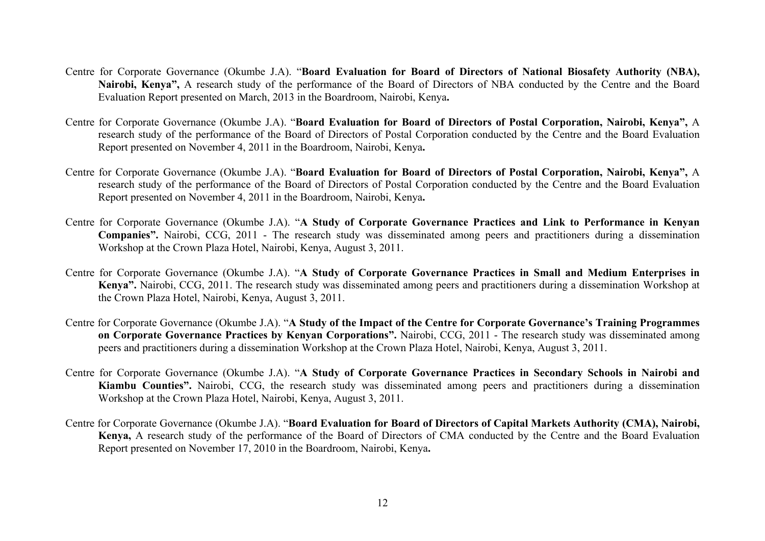Centre for Corporate Governance (Okumbe J.A). "**Board Evaluation for Board of Directors of National Biosafety Authority (NBA), Nairobi, Kenya",** A research study of the performance of the Board of Directors of NBA conducted by the Centre and the Board Evaluation Report presented on March, 2013 in the Boardroom, Nairobi, Kenya**.**

Centre for Corporate Governance (Okumbe J.A). "**Board Evaluation for Board of Directors of Postal Corporation, Nairobi, Kenya",** A research study of the performance of the Board of Directors of Postal Corporation conducted by the Centre and the Board Evaluation Report presented on November 4, 2011 in the Boardroom, Nairobi, Kenya**.**

Centre for Corporate Governance (Okumbe J.A). "**Board Evaluation for Board of Directors of Postal Corporation, Nairobi, Kenya",** A research study of the performance of the Board of Directors of Postal Corporation conducted by the Centre and the Board Evaluation Report presented on November 4, 2011 in the Boardroom, Nairobi, Kenya**.**

Centre for Corporate Governance (Okumbe J.A). "**A Study of Corporate Governance Practices and Link to Performance in Kenyan Companies".** Nairobi, CCG, 2011 - The research study was disseminated among peers and practitioners during a dissemination Workshop at the Crown Plaza Hotel, Nairobi, Kenya, August 3, 2011.

Centre for Corporate Governance (Okumbe J.A). "**A Study of Corporate Governance Practices in Small and Medium Enterprises in Kenya".** Nairobi, CCG, 2011. The research study was disseminated among peers and practitioners during a dissemination Workshop at the Crown Plaza Hotel, Nairobi, Kenya, August 3, 2011.

Centre for Corporate Governance (Okumbe J.A). "**A Study of the Impact of the Centre for Corporate Governance's Training Programmes on Corporate Governance Practices by Kenyan Corporations".** Nairobi, CCG, 2011 - The research study was disseminated among peers and practitioners during a dissemination Workshop at the Crown Plaza Hotel, Nairobi, Kenya, August 3, 2011.

Centre for Corporate Governance (Okumbe J.A). "**A Study of Corporate Governance Practices in Secondary Schools in Nairobi and Kiambu Counties".** Nairobi, CCG, the research study was disseminated among peers and practitioners during a dissemination Workshop at the Crown Plaza Hotel, Nairobi, Kenya, August 3, 2011.

Centre for Corporate Governance (Okumbe J.A). "**Board Evaluation for Board of Directors of Capital Markets Authority (CMA), Nairobi, Kenya,** A research study of the performance of the Board of Directors of CMA conducted by the Centre and the Board Evaluation Report presented on November 17, 2010 in the Boardroom, Nairobi, Kenya**.**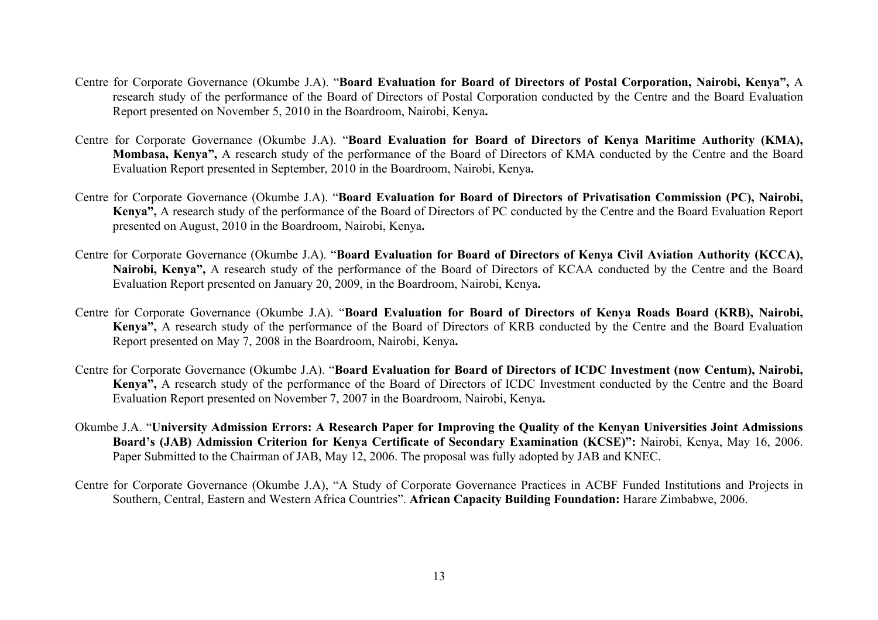Centre for Corporate Governance (Okumbe J.A). "**Board Evaluation for Board of Directors of Postal Corporation, Nairobi, Kenya",** A research study of the performance of the Board of Directors of Postal Corporation conducted by the Centre and the Board Evaluation Report presented on November 5, 2010 in the Boardroom, Nairobi, Kenya**.**

Centre for Corporate Governance (Okumbe J.A). "**Board Evaluation for Board of Directors of Kenya Maritime Authority (KMA), Mombasa, Kenya",** A research study of the performance of the Board of Directors of KMA conducted by the Centre and the Board Evaluation Report presented in September, 2010 in the Boardroom, Nairobi, Kenya**.**

Centre for Corporate Governance (Okumbe J.A). "**Board Evaluation for Board of Directors of Privatisation Commission (PC), Nairobi, Kenya",** A research study of the performance of the Board of Directors of PC conducted by the Centre and the Board Evaluation Report presented on August, 2010 in the Boardroom, Nairobi, Kenya**.**

Centre for Corporate Governance (Okumbe J.A). "**Board Evaluation for Board of Directors of Kenya Civil Aviation Authority (KCCA), Nairobi, Kenya",** A research study of the performance of the Board of Directors of KCAA conducted by the Centre and the Board Evaluation Report presented on January 20, 2009, in the Boardroom, Nairobi, Kenya**.**

Centre for Corporate Governance (Okumbe J.A). "**Board Evaluation for Board of Directors of Kenya Roads Board (KRB), Nairobi, Kenya",** A research study of the performance of the Board of Directors of KRB conducted by the Centre and the Board Evaluation Report presented on May 7, 2008 in the Boardroom, Nairobi, Kenya**.**

Centre for Corporate Governance (Okumbe J.A). "**Board Evaluation for Board of Directors of ICDC Investment (now Centum), Nairobi, Kenya",** A research study of the performance of the Board of Directors of ICDC Investment conducted by the Centre and the Board Evaluation Report presented on November 7, 2007 in the Boardroom, Nairobi, Kenya**.**

Okumbe J.A. "**University Admission Errors: A Research Paper for Improving the Quality of the Kenyan Universities Joint Admissions Board's (JAB) Admission Criterion for Kenya Certificate of Secondary Examination (KCSE)":** Nairobi, Kenya, May 16, 2006. Paper Submitted to the Chairman of JAB, May 12, 2006. The proposal was fully adopted by JAB and KNEC.

Centre for Corporate Governance (Okumbe J.A), "A Study of Corporate Governance Practices in ACBF Funded Institutions and Projects in Southern, Central, Eastern and Western Africa Countries". **African Capacity Building Foundation:** Harare Zimbabwe, 2006.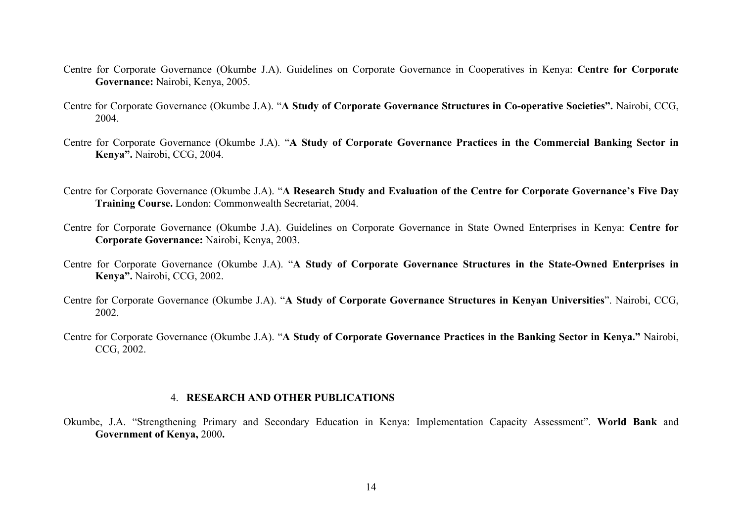Centre for Corporate Governance (Okumbe J.A). Guidelines on Corporate Governance in Cooperatives in Kenya: **Centre for Corporate Governance:** Nairobi, Kenya, 2005.

Centre for Corporate Governance (Okumbe J.A). "**A Study of Corporate Governance Structures in Co-operative Societies".** Nairobi, CCG, 2004.

Centre for Corporate Governance (Okumbe J.A). "**A Study of Corporate Governance Practices in the Commercial Banking Sector in Kenya".** Nairobi, CCG, 2004.

Centre for Corporate Governance (Okumbe J.A). "**A Research Study and Evaluation of the Centre for Corporate Governance's Five Day Training Course.** London: Commonwealth Secretariat, 2004.

Centre for Corporate Governance (Okumbe J.A). Guidelines on Corporate Governance in State Owned Enterprises in Kenya: **Centre for Corporate Governance:** Nairobi, Kenya, 2003.

Centre for Corporate Governance (Okumbe J.A). "**A Study of Corporate Governance Structures in the State-Owned Enterprises in Kenya".** Nairobi, CCG, 2002.

Centre for Corporate Governance (Okumbe J.A). "**A Study of Corporate Governance Structures in Kenyan Universities**". Nairobi, CCG, 2002.

Centre for Corporate Governance (Okumbe J.A). "**A Study of Corporate Governance Practices in the Banking Sector in Kenya."** Nairobi, CCG, 2002.

## 4. **RESEARCH AND OTHER PUBLICATIONS**

Okumbe, J.A. "Strengthening Primary and Secondary Education in Kenya: Implementation Capacity Assessment". **World Bank** and **Government of Kenya,** 2000**.**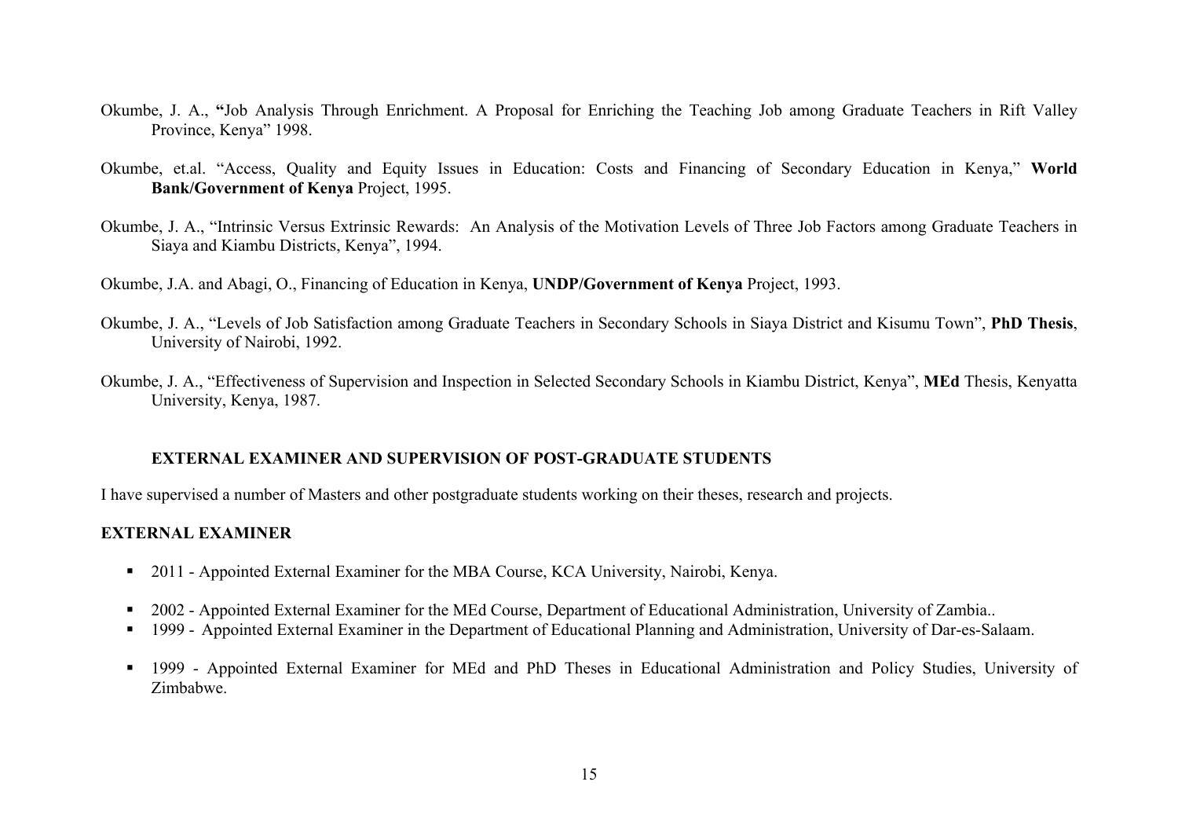Okumbe, J. A., **"**Job Analysis Through Enrichment. A Proposal for Enriching the Teaching Job among Graduate Teachers in Rift Valley Province, Kenya" 1998.

Okumbe, et.al. "Access, Quality and Equity Issues in Education: Costs and Financing of Secondary Education in Kenya," **World Bank/Government of Kenya** Project, 1995.

Okumbe, J. A., "Intrinsic Versus Extrinsic Rewards: An Analysis of the Motivation Levels of Three Job Factors among Graduate Teachers in Siaya and Kiambu Districts, Kenya", 1994.

Okumbe, J.A. and Abagi, O., Financing of Education in Kenya, **UNDP/Government of Kenya** Project, 1993.

Okumbe, J. A., "Levels of Job Satisfaction among Graduate Teachers in Secondary Schools in Siaya District and Kisumu Town", **PhD Thesis**, University of Nairobi, 1992.

Okumbe, J. A., "Effectiveness of Supervision and Inspection in Selected Secondary Schools in Kiambu District, Kenya", **MEd** Thesis, Kenyatta University, Kenya, 1987.

## EXTERNAL EXAMINER AND SUPERVISION OF POST-GRADUATE STUDENTS

I have supervised a number of Masters and other postgraduate students working on their theses, research and projects.

## EXTERNAL EXAMINER

- 2011 - Appointed External Examiner for the MBA Course, KCA University, Nairobi, Kenya.
- 2002 - Appointed External Examiner for the MEd Course, Department of Educational Administration, University of Zambia..
- 1999 - Appointed External Examiner in the Department of Educational Planning and Administration, University of Dar-es-Salaam.
- 1999 - Appointed External Examiner for MEd and PhD Theses in Educational Administration and Policy Studies, University of Zimbabwe.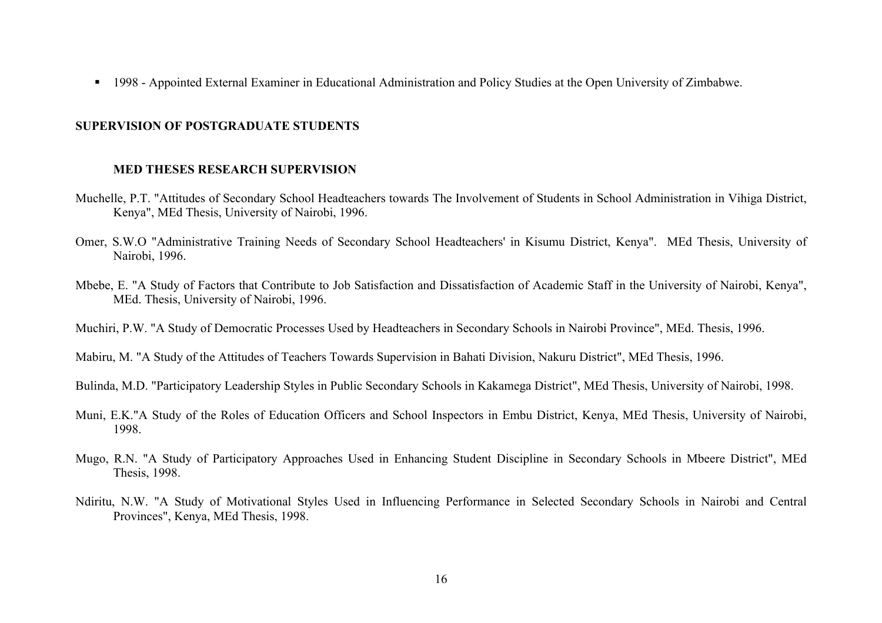- 1998 - Appointed External Examiner in Educational Administration and Policy Studies at the Open University of Zimbabwe.

## SUPERVISION OF POSTGRADUATE STUDENTS

### MED THESES RESEARCH SUPERVISION

Muchelle, P.T. "Attitudes of Secondary School Headteachers towards The Involvement of Students in School Administration in Vihiga District, Kenya", MEd Thesis, University of Nairobi, 1996.

Omer, S.W.O "Administrative Training Needs of Secondary School Headteachers' in Kisumu District, Kenya". MEd Thesis, University of Nairobi, 1996.

Mbebe, E. "A Study of Factors that Contribute to Job Satisfaction and Dissatisfaction of Academic Staff in the University of Nairobi, Kenya", MEd. Thesis, University of Nairobi, 1996.

Muchiri, P.W. "A Study of Democratic Processes Used by Headteachers in Secondary Schools in Nairobi Province", MEd. Thesis, 1996.

Mabiru, M. "A Study of the Attitudes of Teachers Towards Supervision in Bahati Division, Nakuru District", MEd Thesis, 1996.

Bulinda, M.D. "Participatory Leadership Styles in Public Secondary Schools in Kakamega District", MEd Thesis, University of Nairobi, 1998.

Muni, E.K."A Study of the Roles of Education Officers and School Inspectors in Embu District, Kenya, MEd Thesis, University of Nairobi, 1998.

Mugo, R.N. "A Study of Participatory Approaches Used in Enhancing Student Discipline in Secondary Schools in Mbeere District", MEd Thesis, 1998.

Ndiritu, N.W. "A Study of Motivational Styles Used in Influencing Performance in Selected Secondary Schools in Nairobi and Central Provinces", Kenya, MEd Thesis, 1998.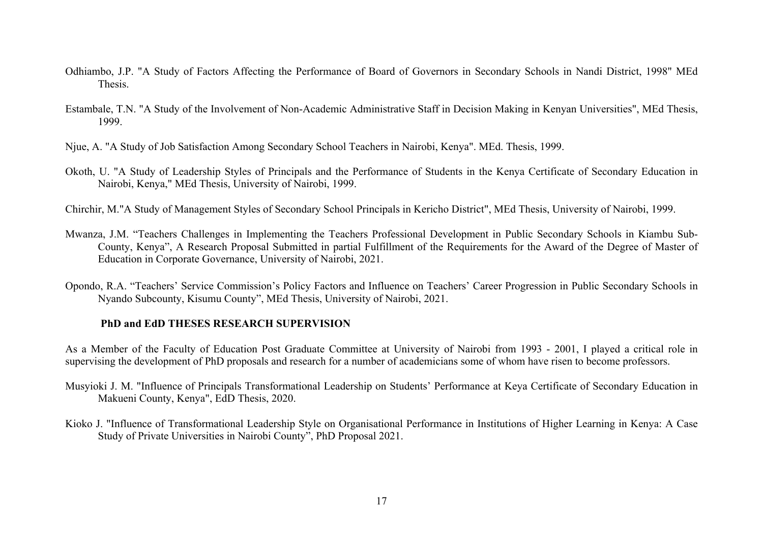Odhiambo, J.P. "A Study of Factors Affecting the Performance of Board of Governors in Secondary Schools in Nandi District, 1998" MEd Thesis.

Estambale, T.N. "A Study of the Involvement of Non-Academic Administrative Staff in Decision Making in Kenyan Universities", MEd Thesis, 1999.

Njue, A. "A Study of Job Satisfaction Among Secondary School Teachers in Nairobi, Kenya". MEd. Thesis, 1999.

Okoth, U. "A Study of Leadership Styles of Principals and the Performance of Students in the Kenya Certificate of Secondary Education in Nairobi, Kenya," MEd Thesis, University of Nairobi, 1999.

Chirchir, M."A Study of Management Styles of Secondary School Principals in Kericho District", MEd Thesis, University of Nairobi, 1999.

Mwanza, J.M. "Teachers Challenges in Implementing the Teachers Professional Development in Public Secondary Schools in Kiambu Sub-County, Kenya", A Research Proposal Submitted in partial Fulfillment of the Requirements for the Award of the Degree of Master of Education in Corporate Governance, University of Nairobi, 2021.

Opondo, R.A. "Teachers' Service Commission's Policy Factors and Influence on Teachers' Career Progression in Public Secondary Schools in Nyando Subcounty, Kisumu County", MEd Thesis, University of Nairobi, 2021.

**PhD and EdD THESES RESEARCH SUPERVISION**

As a Member of the Faculty of Education Post Graduate Committee at University of Nairobi from 1993 - 2001, I played a critical role in supervising the development of PhD proposals and research for a number of academicians some of whom have risen to become professors.

Musyioki J. M. "Influence of Principals Transformational Leadership on Students' Performance at Keya Certificate of Secondary Education in Makueni County, Kenya", EdD Thesis, 2020.

Kioko J. "Influence of Transformational Leadership Style on Organisational Performance in Institutions of Higher Learning in Kenya: A Case Study of Private Universities in Nairobi County", PhD Proposal 2021.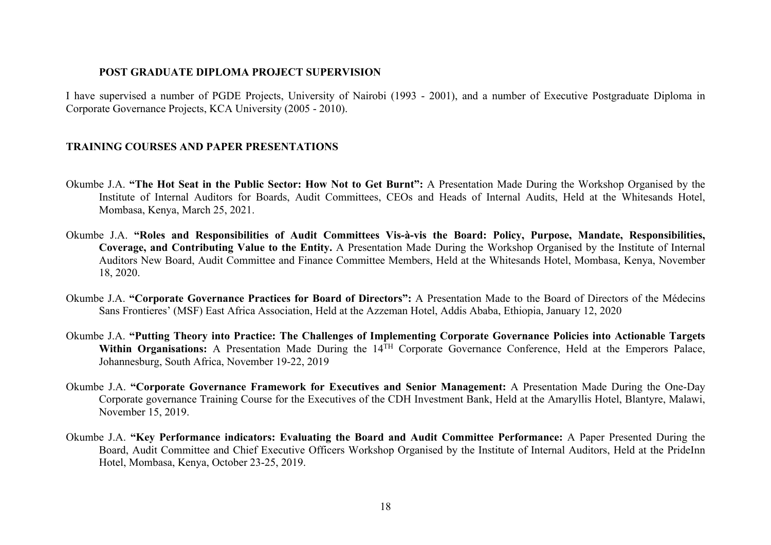### POST GRADUATE DIPLOMA PROJECT SUPERVISION

I have supervised a number of PGDE Projects, University of Nairobi (1993 - 2001), and a number of Executive Postgraduate Diploma in Corporate Governance Projects, KCA University (2005 - 2010).

### TRAINING COURSES AND PAPER PRESENTATIONS

Okumbe J.A. **"The Hot Seat in the Public Sector: How Not to Get Burnt":** A Presentation Made During the Workshop Organised by the Institute of Internal Auditors for Boards, Audit Committees, CEOs and Heads of Internal Audits, Held at the Whitesands Hotel, Mombasa, Kenya, March 25, 2021.

Okumbe J.A. **"Roles and Responsibilities of Audit Committees Vis-à-vis the Board: Policy, Purpose, Mandate, Responsibilities, Coverage, and Contributing Value to the Entity.** A Presentation Made During the Workshop Organised by the Institute of Internal Auditors New Board, Audit Committee and Finance Committee Members, Held at the Whitesands Hotel, Mombasa, Kenya, November 18, 2020.

Okumbe J.A. **"Corporate Governance Practices for Board of Directors":** A Presentation Made to the Board of Directors of the Médecins Sans Frontieres' (MSF) East Africa Association, Held at the Azzeman Hotel, Addis Ababa, Ethiopia, January 12, 2020

Okumbe J.A. **"Putting Theory into Practice: The Challenges of Implementing Corporate Governance Policies into Actionable Targets Within Organisations:** A Presentation Made During the 14TH Corporate Governance Conference, Held at the Emperors Palace, Johannesburg, South Africa, November 19-22, 2019

Okumbe J.A. **"Corporate Governance Framework for Executives and Senior Management:** A Presentation Made During the One-Day Corporate governance Training Course for the Executives of the CDH Investment Bank, Held at the Amaryllis Hotel, Blantyre, Malawi, November 15, 2019.

Okumbe J.A. **"Key Performance indicators: Evaluating the Board and Audit Committee Performance:** A Paper Presented During the Board, Audit Committee and Chief Executive Officers Workshop Organised by the Institute of Internal Auditors, Held at the PrideInn Hotel, Mombasa, Kenya, October 23-25, 2019.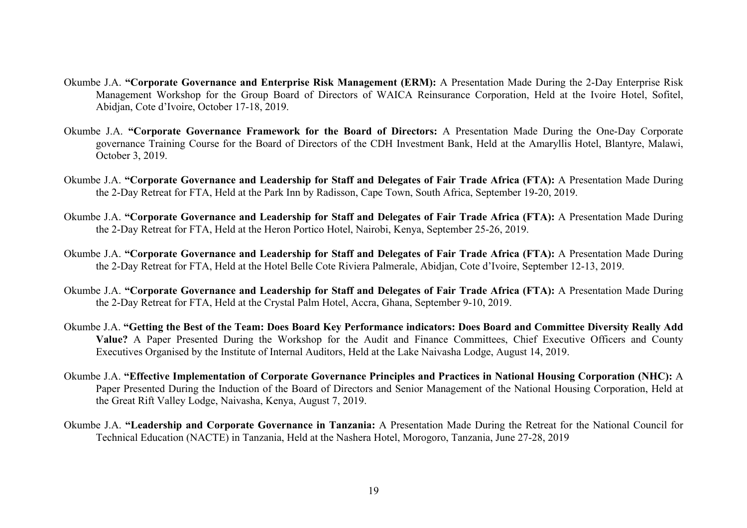Okumbe J.A. **"Corporate Governance and Enterprise Risk Management (ERM):** A Presentation Made During the 2-Day Enterprise Risk Management Workshop for the Group Board of Directors of WAICA Reinsurance Corporation, Held at the Ivoire Hotel, Sofitel, Abidjan, Cote d'Ivoire, October 17-18, 2019.

Okumbe J.A. **"Corporate Governance Framework for the Board of Directors:** A Presentation Made During the One-Day Corporate governance Training Course for the Board of Directors of the CDH Investment Bank, Held at the Amaryllis Hotel, Blantyre, Malawi, October 3, 2019.

Okumbe J.A. **"Corporate Governance and Leadership for Staff and Delegates of Fair Trade Africa (FTA):** A Presentation Made During the 2-Day Retreat for FTA, Held at the Park Inn by Radisson, Cape Town, South Africa, September 19-20, 2019.

Okumbe J.A. **"Corporate Governance and Leadership for Staff and Delegates of Fair Trade Africa (FTA):** A Presentation Made During the 2-Day Retreat for FTA, Held at the Heron Portico Hotel, Nairobi, Kenya, September 25-26, 2019.

Okumbe J.A. **"Corporate Governance and Leadership for Staff and Delegates of Fair Trade Africa (FTA):** A Presentation Made During the 2-Day Retreat for FTA, Held at the Hotel Belle Cote Riviera Palmerale, Abidjan, Cote d'Ivoire, September 12-13, 2019.

Okumbe J.A. **"Corporate Governance and Leadership for Staff and Delegates of Fair Trade Africa (FTA):** A Presentation Made During the 2-Day Retreat for FTA, Held at the Crystal Palm Hotel, Accra, Ghana, September 9-10, 2019.

Okumbe J.A. **"Getting the Best of the Team: Does Board Key Performance indicators: Does Board and Committee Diversity Really Add Value?** A Paper Presented During the Workshop for the Audit and Finance Committees, Chief Executive Officers and County Executives Organised by the Institute of Internal Auditors, Held at the Lake Naivasha Lodge, August 14, 2019.

Okumbe J.A. **"Effective Implementation of Corporate Governance Principles and Practices in National Housing Corporation (NHC):** A Paper Presented During the Induction of the Board of Directors and Senior Management of the National Housing Corporation, Held at the Great Rift Valley Lodge, Naivasha, Kenya, August 7, 2019.

Okumbe J.A. **"Leadership and Corporate Governance in Tanzania:** A Presentation Made During the Retreat for the National Council for Technical Education (NACTE) in Tanzania, Held at the Nashera Hotel, Morogoro, Tanzania, June 27-28, 2019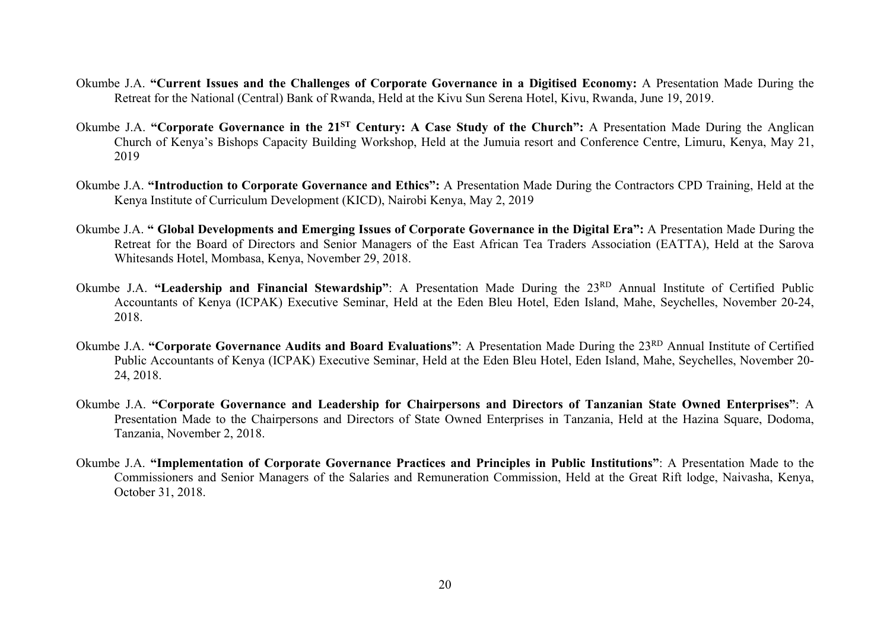Okumbe J.A. **"Current Issues and the Challenges of Corporate Governance in a Digitised Economy:** A Presentation Made During the Retreat for the National (Central) Bank of Rwanda, Held at the Kivu Sun Serena Hotel, Kivu, Rwanda, June 19, 2019.

Okumbe J.A. **"Corporate Governance in the 21ST Century: A Case Study of the Church":** A Presentation Made During the Anglican Church of Kenya's Bishops Capacity Building Workshop, Held at the Jumuia resort and Conference Centre, Limuru, Kenya, May 21, 2019

Okumbe J.A. **"Introduction to Corporate Governance and Ethics":** A Presentation Made During the Contractors CPD Training, Held at the Kenya Institute of Curriculum Development (KICD), Nairobi Kenya, May 2, 2019

Okumbe J.A. **" Global Developments and Emerging Issues of Corporate Governance in the Digital Era":** A Presentation Made During the Retreat for the Board of Directors and Senior Managers of the East African Tea Traders Association (EATTA), Held at the Sarova Whitesands Hotel, Mombasa, Kenya, November 29, 2018.

Okumbe J.A. **"Leadership and Financial Stewardship"**: A Presentation Made During the 23RD Annual Institute of Certified Public Accountants of Kenya (ICPAK) Executive Seminar, Held at the Eden Bleu Hotel, Eden Island, Mahe, Seychelles, November 20-24, 2018.

Okumbe J.A. **"Corporate Governance Audits and Board Evaluations"**: A Presentation Made During the 23RD Annual Institute of Certified Public Accountants of Kenya (ICPAK) Executive Seminar, Held at the Eden Bleu Hotel, Eden Island, Mahe, Seychelles, November 20-24, 2018.

Okumbe J.A. **"Corporate Governance and Leadership for Chairpersons and Directors of Tanzanian State Owned Enterprises"**: A Presentation Made to the Chairpersons and Directors of State Owned Enterprises in Tanzania, Held at the Hazina Square, Dodoma, Tanzania, November 2, 2018.

Okumbe J.A. **"Implementation of Corporate Governance Practices and Principles in Public Institutions"**: A Presentation Made to the Commissioners and Senior Managers of the Salaries and Remuneration Commission, Held at the Great Rift lodge, Naivasha, Kenya, October 31, 2018.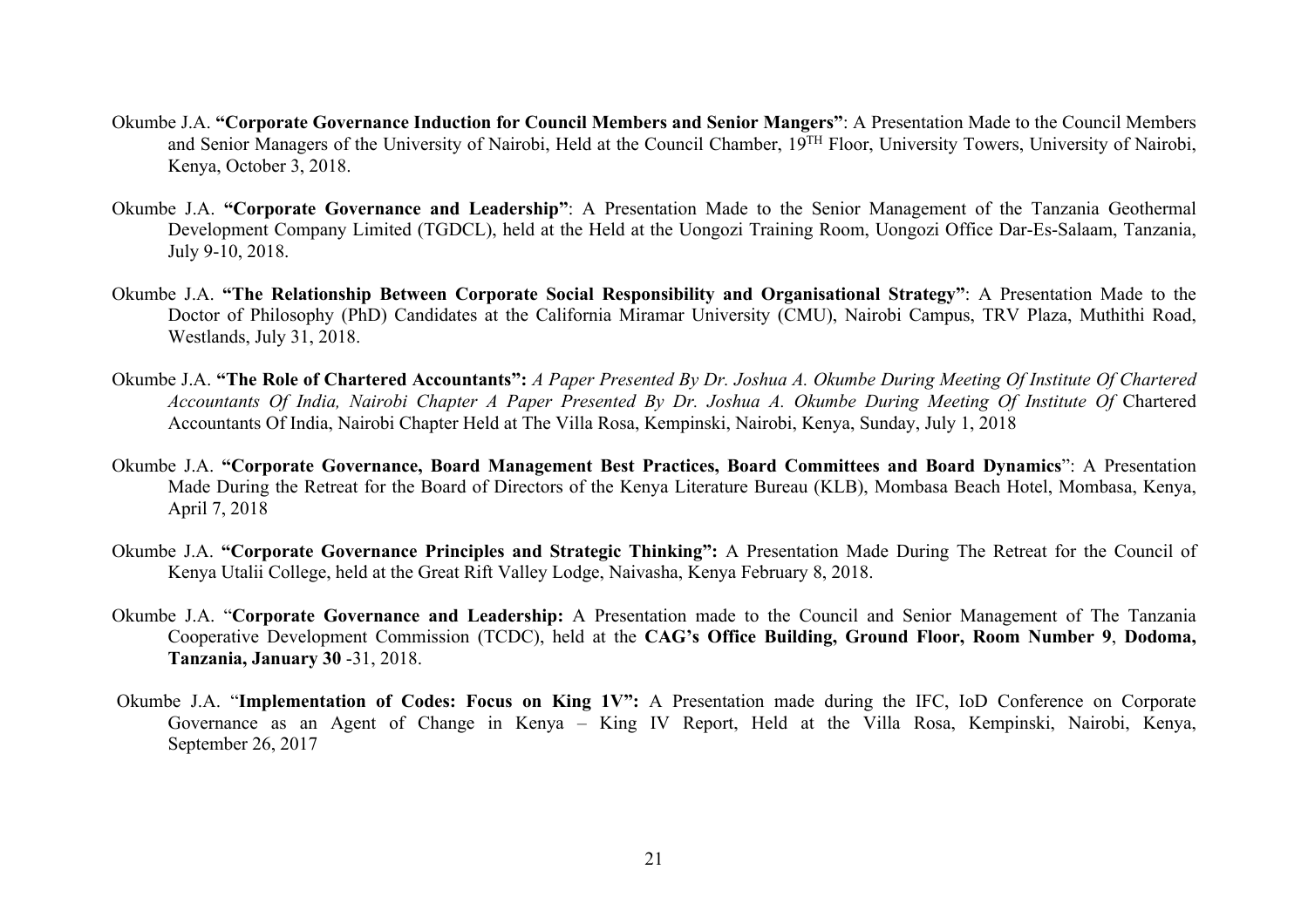Okumbe J.A. **"Corporate Governance Induction for Council Members and Senior Mangers"**: A Presentation Made to the Council Members and Senior Managers of the University of Nairobi, Held at the Council Chamber, 19TH Floor, University Towers, University of Nairobi, Kenya, October 3, 2018.

Okumbe J.A. **"Corporate Governance and Leadership"**: A Presentation Made to the Senior Management of the Tanzania Geothermal Development Company Limited (TGDCL), held at the Held at the Uongozi Training Room, Uongozi Office Dar-Es-Salaam, Tanzania, July 9-10, 2018.

Okumbe J.A. **"The Relationship Between Corporate Social Responsibility and Organisational Strategy"**: A Presentation Made to the Doctor of Philosophy (PhD) Candidates at the California Miramar University (CMU), Nairobi Campus, TRV Plaza, Muthithi Road, Westlands, July 31, 2018.

Okumbe J.A. **"The Role of Chartered Accountants":** *A Paper Presented By Dr. Joshua A. Okumbe During Meeting Of Institute Of Chartered Accountants Of India, Nairobi Chapter A Paper Presented By Dr. Joshua A. Okumbe During Meeting Of Institute Of* Chartered Accountants Of India, Nairobi Chapter Held at The Villa Rosa, Kempinski, Nairobi, Kenya, Sunday, July 1, 2018

Okumbe J.A. **"Corporate Governance, Board Management Best Practices, Board Committees and Board Dynamics**": A Presentation Made During the Retreat for the Board of Directors of the Kenya Literature Bureau (KLB), Mombasa Beach Hotel, Mombasa, Kenya, April 7, 2018

Okumbe J.A. **"Corporate Governance Principles and Strategic Thinking":** A Presentation Made During The Retreat for the Council of Kenya Utalii College, held at the Great Rift Valley Lodge, Naivasha, Kenya February 8, 2018.

Okumbe J.A. "**Corporate Governance and Leadership:** A Presentation made to the Council and Senior Management of The Tanzania Cooperative Development Commission (TCDC), held at the **CAG's Office Building, Ground Floor, Room Number 9**, **Dodoma, Tanzania, January 30** -31, 2018.

Okumbe J.A. "**Implementation of Codes: Focus on King 1V":** A Presentation made during the IFC, IoD Conference on Corporate Governance as an Agent of Change in Kenya – King IV Report, Held at the Villa Rosa, Kempinski, Nairobi, Kenya, September 26, 2017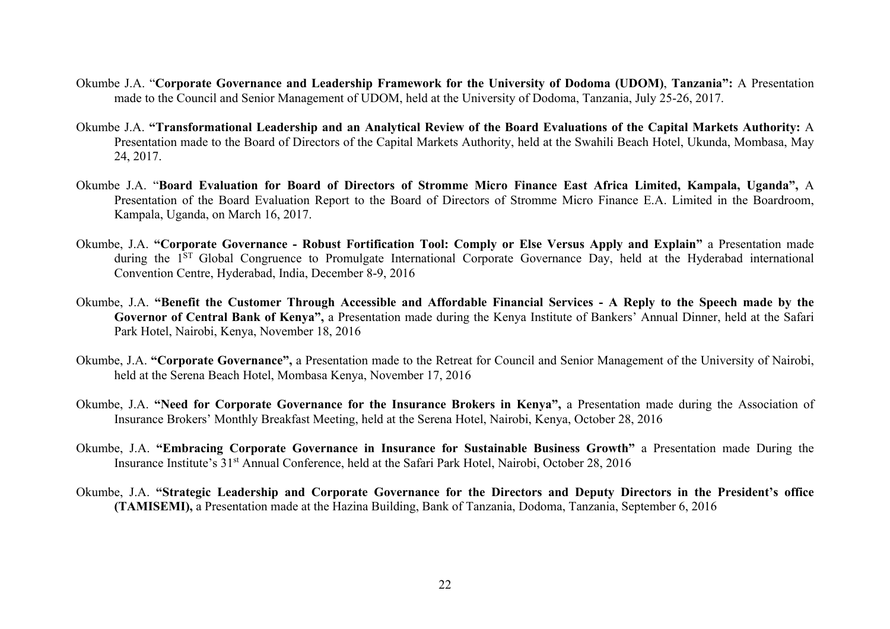Okumbe J.A. "**Corporate Governance and Leadership Framework for the University of Dodoma (UDOM)**, **Tanzania":** A Presentation made to the Council and Senior Management of UDOM, held at the University of Dodoma, Tanzania, July 25-26, 2017.

Okumbe J.A. **"Transformational Leadership and an Analytical Review of the Board Evaluations of the Capital Markets Authority:** A Presentation made to the Board of Directors of the Capital Markets Authority, held at the Swahili Beach Hotel, Ukunda, Mombasa, May 24, 2017.

Okumbe J.A. "**Board Evaluation for Board of Directors of Stromme Micro Finance East Africa Limited, Kampala, Uganda",** A Presentation of the Board Evaluation Report to the Board of Directors of Stromme Micro Finance E.A. Limited in the Boardroom, Kampala, Uganda, on March 16, 2017.

Okumbe, J.A. **"Corporate Governance - Robust Fortification Tool: Comply or Else Versus Apply and Explain"** a Presentation made during the 1ST Global Congruence to Promulgate International Corporate Governance Day, held at the Hyderabad international Convention Centre, Hyderabad, India, December 8-9, 2016

Okumbe, J.A. **"Benefit the Customer Through Accessible and Affordable Financial Services - A Reply to the Speech made by the Governor of Central Bank of Kenya",** a Presentation made during the Kenya Institute of Bankers' Annual Dinner, held at the Safari Park Hotel, Nairobi, Kenya, November 18, 2016

Okumbe, J.A. **"Corporate Governance",** a Presentation made to the Retreat for Council and Senior Management of the University of Nairobi, held at the Serena Beach Hotel, Mombasa Kenya, November 17, 2016

Okumbe, J.A. **"Need for Corporate Governance for the Insurance Brokers in Kenya",** a Presentation made during the Association of Insurance Brokers' Monthly Breakfast Meeting, held at the Serena Hotel, Nairobi, Kenya, October 28, 2016

Okumbe, J.A. **"Embracing Corporate Governance in Insurance for Sustainable Business Growth"** a Presentation made During the Insurance Institute's 31st Annual Conference, held at the Safari Park Hotel, Nairobi, October 28, 2016

Okumbe, J.A. **"Strategic Leadership and Corporate Governance for the Directors and Deputy Directors in the President's office (TAMISEMI),** a Presentation made at the Hazina Building, Bank of Tanzania, Dodoma, Tanzania, September 6, 2016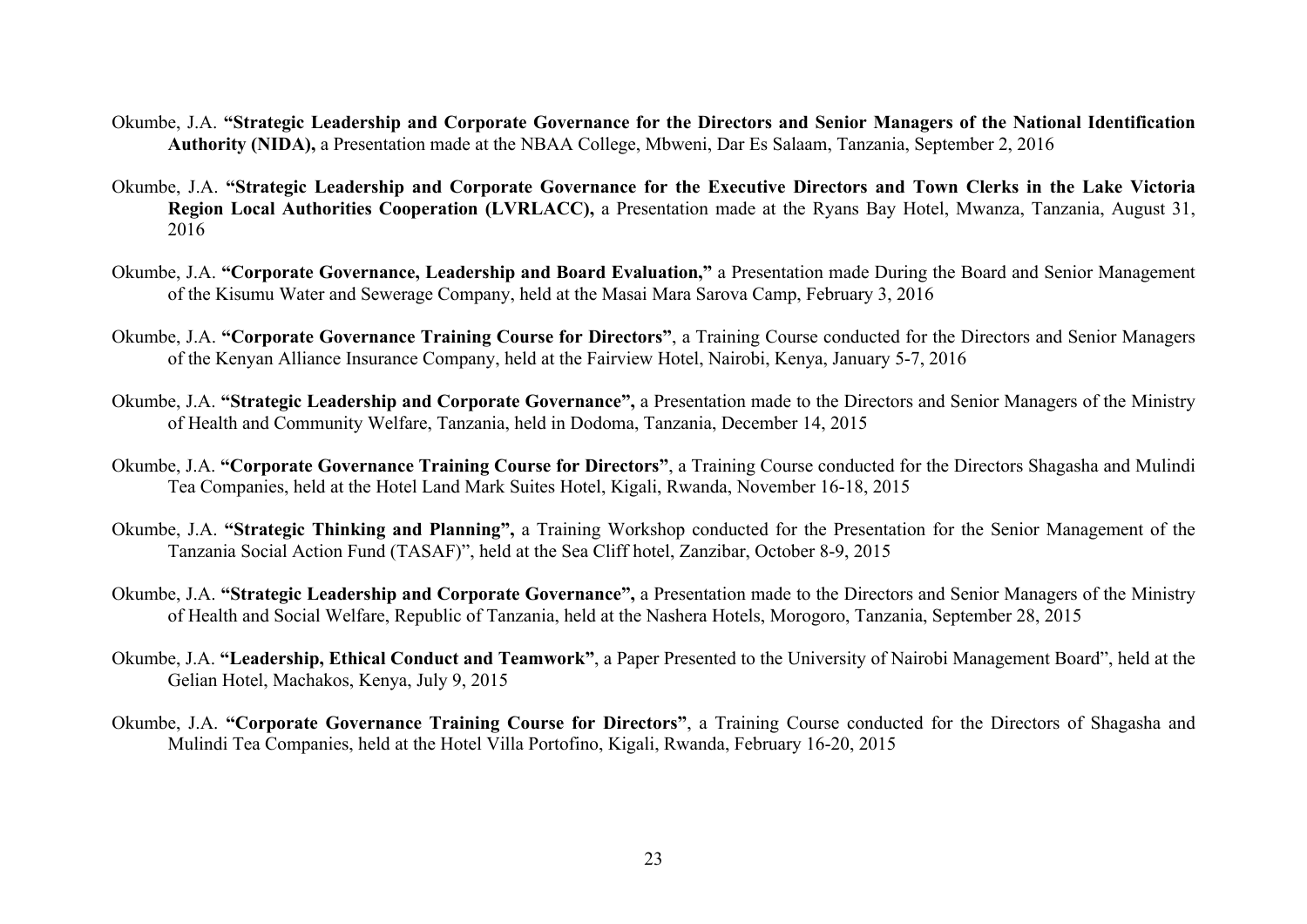Okumbe, J.A. **"Strategic Leadership and Corporate Governance for the Directors and Senior Managers of the National Identification Authority (NIDA),** a Presentation made at the NBAA College, Mbweni, Dar Es Salaam, Tanzania, September 2, 2016

Okumbe, J.A. **"Strategic Leadership and Corporate Governance for the Executive Directors and Town Clerks in the Lake Victoria Region Local Authorities Cooperation (LVRLACC),** a Presentation made at the Ryans Bay Hotel, Mwanza, Tanzania, August 31, 2016

Okumbe, J.A. **"Corporate Governance, Leadership and Board Evaluation,"** a Presentation made During the Board and Senior Management of the Kisumu Water and Sewerage Company, held at the Masai Mara Sarova Camp, February 3, 2016

Okumbe, J.A. **"Corporate Governance Training Course for Directors"**, a Training Course conducted for the Directors and Senior Managers of the Kenyan Alliance Insurance Company, held at the Fairview Hotel, Nairobi, Kenya, January 5-7, 2016

Okumbe, J.A. **"Strategic Leadership and Corporate Governance",** a Presentation made to the Directors and Senior Managers of the Ministry of Health and Community Welfare, Tanzania, held in Dodoma, Tanzania, December 14, 2015

Okumbe, J.A. **"Corporate Governance Training Course for Directors"**, a Training Course conducted for the Directors Shagasha and Mulindi Tea Companies, held at the Hotel Land Mark Suites Hotel, Kigali, Rwanda, November 16-18, 2015

Okumbe, J.A. **"Strategic Thinking and Planning",** a Training Workshop conducted for the Presentation for the Senior Management of the Tanzania Social Action Fund (TASAF)", held at the Sea Cliff hotel, Zanzibar, October 8-9, 2015

Okumbe, J.A. **"Strategic Leadership and Corporate Governance",** a Presentation made to the Directors and Senior Managers of the Ministry of Health and Social Welfare, Republic of Tanzania, held at the Nashera Hotels, Morogoro, Tanzania, September 28, 2015

Okumbe, J.A. **"Leadership, Ethical Conduct and Teamwork"**, a Paper Presented to the University of Nairobi Management Board", held at the Gelian Hotel, Machakos, Kenya, July 9, 2015

Okumbe, J.A. **"Corporate Governance Training Course for Directors"**, a Training Course conducted for the Directors of Shagasha and Mulindi Tea Companies, held at the Hotel Villa Portofino, Kigali, Rwanda, February 16-20, 2015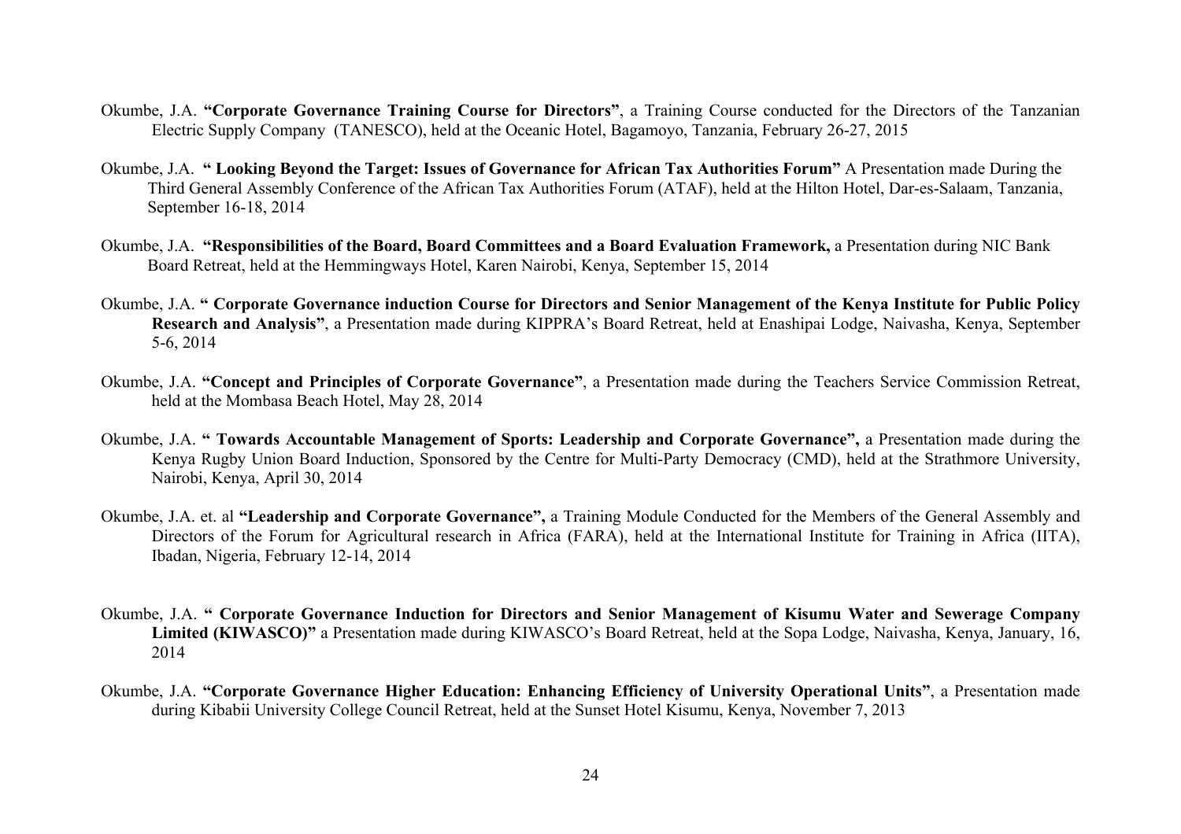Okumbe, J.A. **"Corporate Governance Training Course for Directors"**, a Training Course conducted for the Directors of the Tanzanian Electric Supply Company (TANESCO), held at the Oceanic Hotel, Bagamoyo, Tanzania, February 26-27, 2015

Okumbe, J.A. **" Looking Beyond the Target: Issues of Governance for African Tax Authorities Forum"** A Presentation made During the Third General Assembly Conference of the African Tax Authorities Forum (ATAF), held at the Hilton Hotel, Dar-es-Salaam, Tanzania, September 16-18, 2014

Okumbe, J.A. **"Responsibilities of the Board, Board Committees and a Board Evaluation Framework,** a Presentation during NIC Bank Board Retreat, held at the Hemmingways Hotel, Karen Nairobi, Kenya, September 15, 2014

Okumbe, J.A. **" Corporate Governance induction Course for Directors and Senior Management of the Kenya Institute for Public Policy Research and Analysis"**, a Presentation made during KIPPRA's Board Retreat, held at Enashipai Lodge, Naivasha, Kenya, September 5-6, 2014

Okumbe, J.A. **"Concept and Principles of Corporate Governance"**, a Presentation made during the Teachers Service Commission Retreat, held at the Mombasa Beach Hotel, May 28, 2014

Okumbe, J.A. **" Towards Accountable Management of Sports: Leadership and Corporate Governance",** a Presentation made during the Kenya Rugby Union Board Induction, Sponsored by the Centre for Multi-Party Democracy (CMD), held at the Strathmore University, Nairobi, Kenya, April 30, 2014

Okumbe, J.A. et. al **"Leadership and Corporate Governance",** a Training Module Conducted for the Members of the General Assembly and Directors of the Forum for Agricultural research in Africa (FARA), held at the International Institute for Training in Africa (IITA), Ibadan, Nigeria, February 12-14, 2014

Okumbe, J.A. **" Corporate Governance Induction for Directors and Senior Management of Kisumu Water and Sewerage Company Limited (KIWASCO)"** a Presentation made during KIWASCO's Board Retreat, held at the Sopa Lodge, Naivasha, Kenya, January, 16, 2014

Okumbe, J.A. **"Corporate Governance Higher Education: Enhancing Efficiency of University Operational Units"**, a Presentation made during Kibabii University College Council Retreat, held at the Sunset Hotel Kisumu, Kenya, November 7, 2013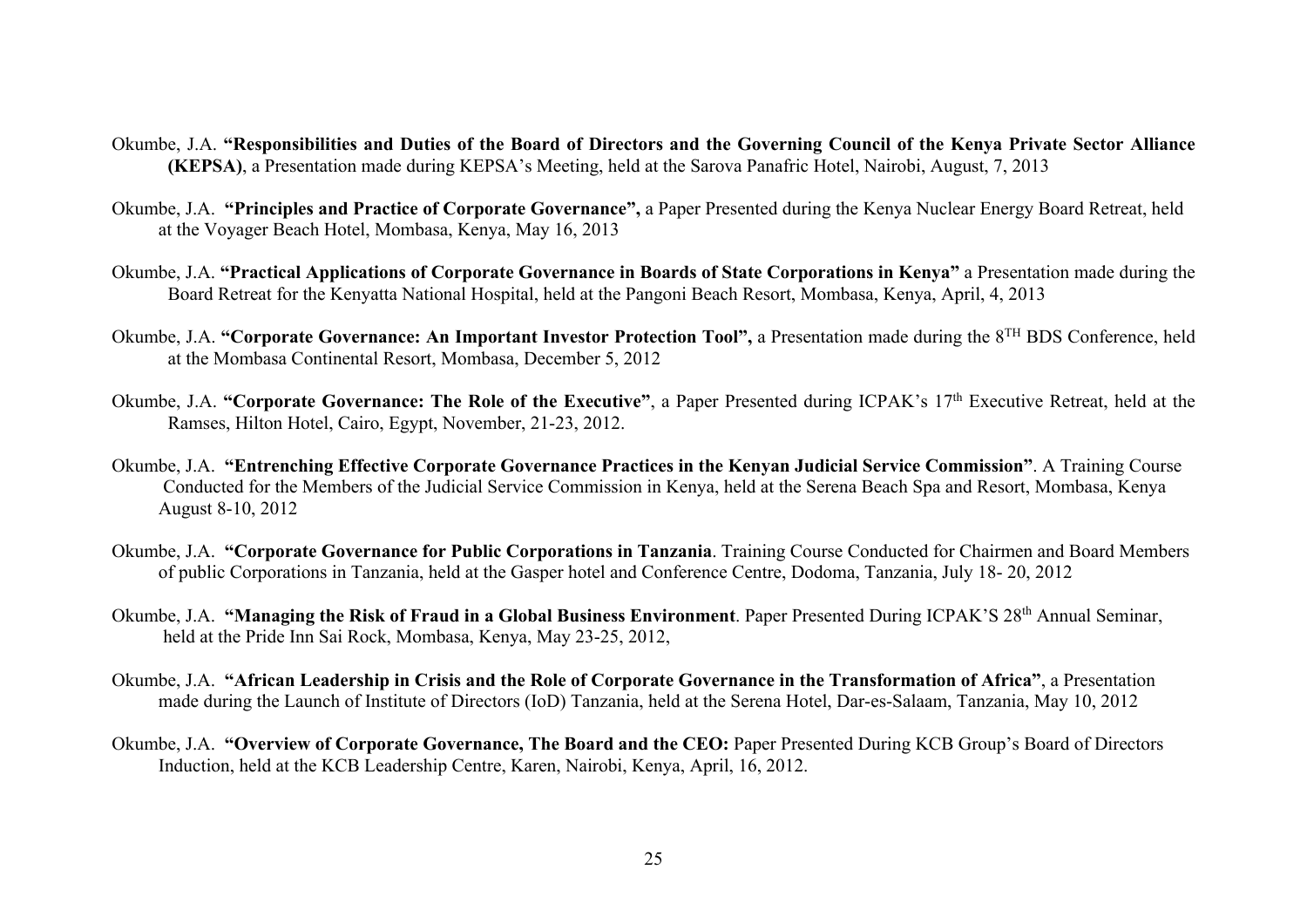Okumbe, J.A. **"Responsibilities and Duties of the Board of Directors and the Governing Council of the Kenya Private Sector Alliance (KEPSA)**, a Presentation made during KEPSA's Meeting, held at the Sarova Panafric Hotel, Nairobi, August, 7, 2013

Okumbe, J.A. **"Principles and Practice of Corporate Governance",** a Paper Presented during the Kenya Nuclear Energy Board Retreat, held at the Voyager Beach Hotel, Mombasa, Kenya, May 16, 2013

Okumbe, J.A. **"Practical Applications of Corporate Governance in Boards of State Corporations in Kenya"** a Presentation made during the Board Retreat for the Kenyatta National Hospital, held at the Pangoni Beach Resort, Mombasa, Kenya, April, 4, 2013

Okumbe, J.A. **"Corporate Governance: An Important Investor Protection Tool",** a Presentation made during the 8TH BDS Conference, held at the Mombasa Continental Resort, Mombasa, December 5, 2012

Okumbe, J.A. **"Corporate Governance: The Role of the Executive"**, a Paper Presented during ICPAK's 17th Executive Retreat, held at the Ramses, Hilton Hotel, Cairo, Egypt, November, 21-23, 2012.

Okumbe, J.A. **"Entrenching Effective Corporate Governance Practices in the Kenyan Judicial Service Commission"**. A Training Course Conducted for the Members of the Judicial Service Commission in Kenya, held at the Serena Beach Spa and Resort, Mombasa, Kenya August 8-10, 2012

Okumbe, J.A. **"Corporate Governance for Public Corporations in Tanzania**. Training Course Conducted for Chairmen and Board Members of public Corporations in Tanzania, held at the Gasper hotel and Conference Centre, Dodoma, Tanzania, July 18- 20, 2012

Okumbe, J.A. **"Managing the Risk of Fraud in a Global Business Environment**. Paper Presented During ICPAK'S 28th Annual Seminar, held at the Pride Inn Sai Rock, Mombasa, Kenya, May 23-25, 2012,

Okumbe, J.A. **"African Leadership in Crisis and the Role of Corporate Governance in the Transformation of Africa"**, a Presentation made during the Launch of Institute of Directors (IoD) Tanzania, held at the Serena Hotel, Dar-es-Salaam, Tanzania, May 10, 2012

Okumbe, J.A. **"Overview of Corporate Governance, The Board and the CEO:** Paper Presented During KCB Group's Board of Directors Induction, held at the KCB Leadership Centre, Karen, Nairobi, Kenya, April, 16, 2012.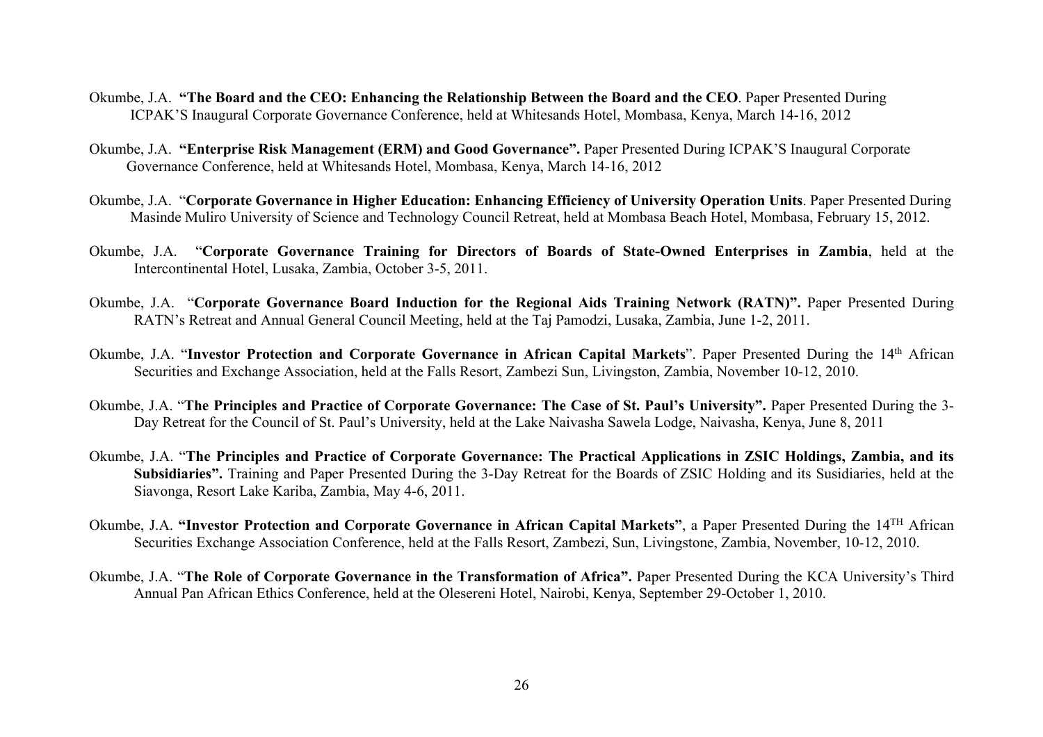Okumbe, J.A. **"The Board and the CEO: Enhancing the Relationship Between the Board and the CEO**. Paper Presented During ICPAK'S Inaugural Corporate Governance Conference, held at Whitesands Hotel, Mombasa, Kenya, March 14-16, 2012

Okumbe, J.A. **"Enterprise Risk Management (ERM) and Good Governance".** Paper Presented During ICPAK'S Inaugural Corporate Governance Conference, held at Whitesands Hotel, Mombasa, Kenya, March 14-16, 2012

Okumbe, J.A. "**Corporate Governance in Higher Education: Enhancing Efficiency of University Operation Units**. Paper Presented During Masinde Muliro University of Science and Technology Council Retreat, held at Mombasa Beach Hotel, Mombasa, February 15, 2012.

Okumbe, J.A. "**Corporate Governance Training for Directors of Boards of State-Owned Enterprises in Zambia**, held at the Intercontinental Hotel, Lusaka, Zambia, October 3-5, 2011.

Okumbe, J.A. "**Corporate Governance Board Induction for the Regional Aids Training Network (RATN)".** Paper Presented During RATN's Retreat and Annual General Council Meeting, held at the Taj Pamodzi, Lusaka, Zambia, June 1-2, 2011.

Okumbe, J.A. "**Investor Protection and Corporate Governance in African Capital Markets**". Paper Presented During the 14th African Securities and Exchange Association, held at the Falls Resort, Zambezi Sun, Livingston, Zambia, November 10-12, 2010.

Okumbe, J.A. "**The Principles and Practice of Corporate Governance: The Case of St. Paul's University".** Paper Presented During the 3-Day Retreat for the Council of St. Paul's University, held at the Lake Naivasha Sawela Lodge, Naivasha, Kenya, June 8, 2011

Okumbe, J.A. "**The Principles and Practice of Corporate Governance: The Practical Applications in ZSIC Holdings, Zambia, and its Subsidiaries".** Training and Paper Presented During the 3-Day Retreat for the Boards of ZSIC Holding and its Susidiaries, held at the Siavonga, Resort Lake Kariba, Zambia, May 4-6, 2011.

Okumbe, J.A. **"Investor Protection and Corporate Governance in African Capital Markets"**, a Paper Presented During the 14TH African Securities Exchange Association Conference, held at the Falls Resort, Zambezi, Sun, Livingstone, Zambia, November, 10-12, 2010.

Okumbe, J.A. "**The Role of Corporate Governance in the Transformation of Africa".** Paper Presented During the KCA University's Third Annual Pan African Ethics Conference, held at the Olesereni Hotel, Nairobi, Kenya, September 29-October 1, 2010.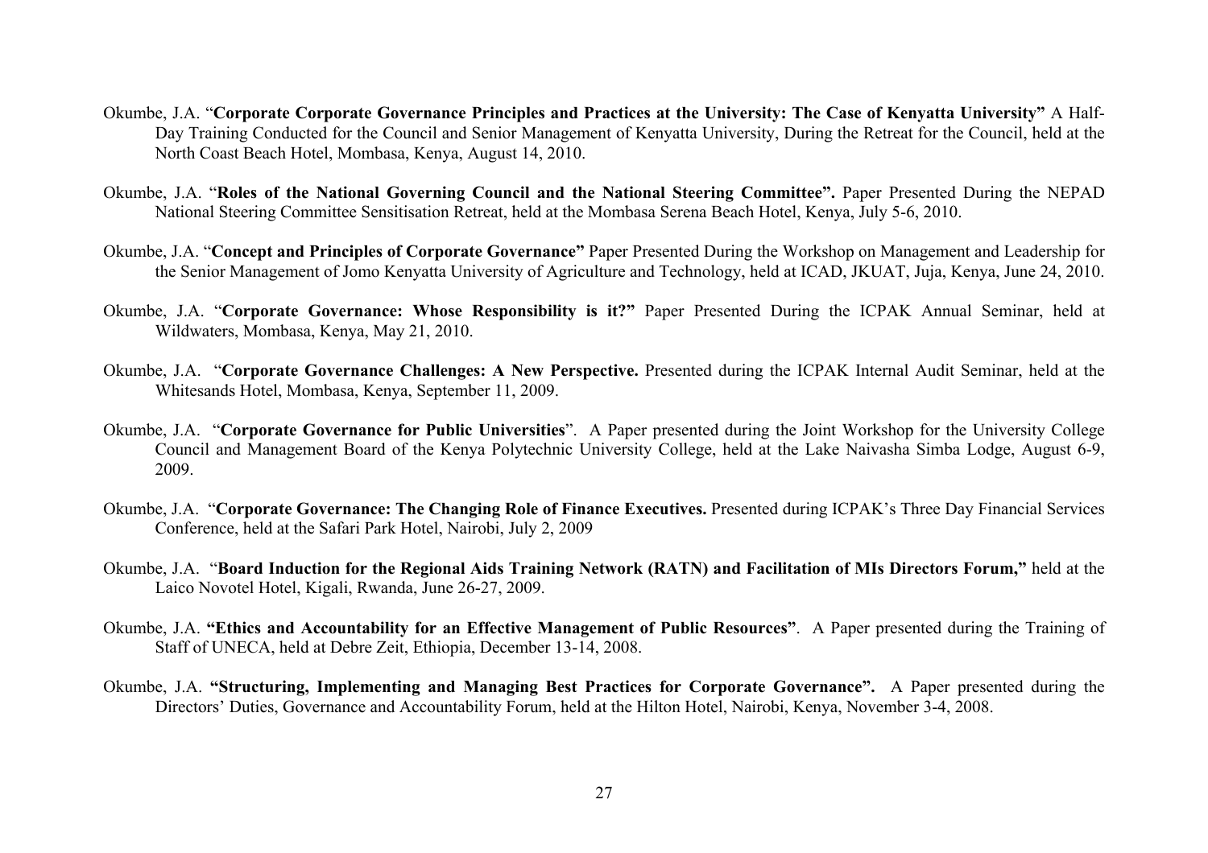Okumbe, J.A. "**Corporate Corporate Governance Principles and Practices at the University: The Case of Kenyatta University"** A Half-Day Training Conducted for the Council and Senior Management of Kenyatta University, During the Retreat for the Council, held at the North Coast Beach Hotel, Mombasa, Kenya, August 14, 2010.

Okumbe, J.A. "**Roles of the National Governing Council and the National Steering Committee".** Paper Presented During the NEPAD National Steering Committee Sensitisation Retreat, held at the Mombasa Serena Beach Hotel, Kenya, July 5-6, 2010.

Okumbe, J.A. "**Concept and Principles of Corporate Governance"** Paper Presented During the Workshop on Management and Leadership for the Senior Management of Jomo Kenyatta University of Agriculture and Technology, held at ICAD, JKUAT, Juja, Kenya, June 24, 2010.

Okumbe, J.A. "**Corporate Governance: Whose Responsibility is it?"** Paper Presented During the ICPAK Annual Seminar, held at Wildwaters, Mombasa, Kenya, May 21, 2010.

Okumbe, J.A. "**Corporate Governance Challenges: A New Perspective.** Presented during the ICPAK Internal Audit Seminar, held at the Whitesands Hotel, Mombasa, Kenya, September 11, 2009.

Okumbe, J.A. "**Corporate Governance for Public Universities**". A Paper presented during the Joint Workshop for the University College Council and Management Board of the Kenya Polytechnic University College, held at the Lake Naivasha Simba Lodge, August 6-9, 2009.

Okumbe, J.A. "**Corporate Governance: The Changing Role of Finance Executives.** Presented during ICPAK's Three Day Financial Services Conference, held at the Safari Park Hotel, Nairobi, July 2, 2009

Okumbe, J.A. "**Board Induction for the Regional Aids Training Network (RATN) and Facilitation of MIs Directors Forum,"** held at the Laico Novotel Hotel, Kigali, Rwanda, June 26-27, 2009.

Okumbe, J.A. **"Ethics and Accountability for an Effective Management of Public Resources"**. A Paper presented during the Training of Staff of UNECA, held at Debre Zeit, Ethiopia, December 13-14, 2008.

Okumbe, J.A. **"Structuring, Implementing and Managing Best Practices for Corporate Governance".** A Paper presented during the Directors' Duties, Governance and Accountability Forum, held at the Hilton Hotel, Nairobi, Kenya, November 3-4, 2008.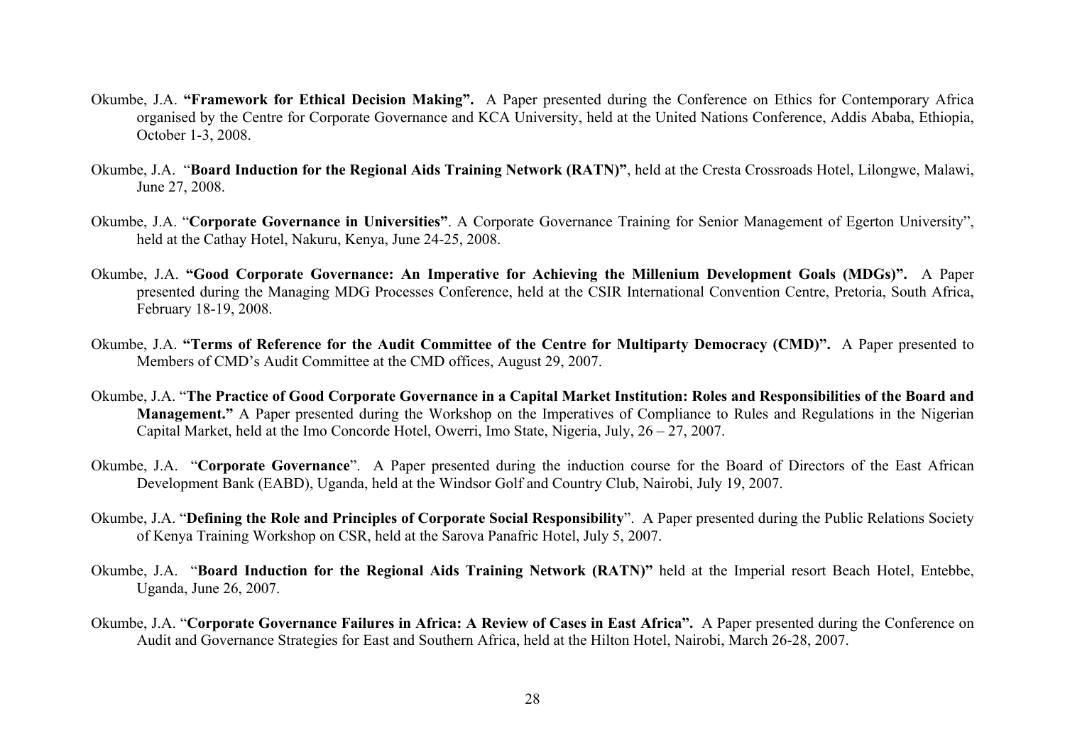Okumbe, J.A. **"Framework for Ethical Decision Making".** A Paper presented during the Conference on Ethics for Contemporary Africa organised by the Centre for Corporate Governance and KCA University, held at the United Nations Conference, Addis Ababa, Ethiopia, October 1-3, 2008.

Okumbe, J.A. "**Board Induction for the Regional Aids Training Network (RATN)"**, held at the Cresta Crossroads Hotel, Lilongwe, Malawi, June 27, 2008.

Okumbe, J.A. "**Corporate Governance in Universities"**. A Corporate Governance Training for Senior Management of Egerton University", held at the Cathay Hotel, Nakuru, Kenya, June 24-25, 2008.

Okumbe, J.A. **"Good Corporate Governance: An Imperative for Achieving the Millenium Development Goals (MDGs)".** A Paper presented during the Managing MDG Processes Conference, held at the CSIR International Convention Centre, Pretoria, South Africa, February 18-19, 2008.

Okumbe, J.A. **"Terms of Reference for the Audit Committee of the Centre for Multiparty Democracy (CMD)".** A Paper presented to Members of CMD's Audit Committee at the CMD offices, August 29, 2007.

Okumbe, J.A. "**The Practice of Good Corporate Governance in a Capital Market Institution: Roles and Responsibilities of the Board and Management."** A Paper presented during the Workshop on the Imperatives of Compliance to Rules and Regulations in the Nigerian Capital Market, held at the Imo Concorde Hotel, Owerri, Imo State, Nigeria, July, 26 – 27, 2007.

Okumbe, J.A. "**Corporate Governance**". A Paper presented during the induction course for the Board of Directors of the East African Development Bank (EABD), Uganda, held at the Windsor Golf and Country Club, Nairobi, July 19, 2007.

Okumbe, J.A. "**Defining the Role and Principles of Corporate Social Responsibility**". A Paper presented during the Public Relations Society of Kenya Training Workshop on CSR, held at the Sarova Panafric Hotel, July 5, 2007.

Okumbe, J.A. "**Board Induction for the Regional Aids Training Network (RATN)"** held at the Imperial resort Beach Hotel, Entebbe, Uganda, June 26, 2007.

Okumbe, J.A. "**Corporate Governance Failures in Africa: A Review of Cases in East Africa".** A Paper presented during the Conference on Audit and Governance Strategies for East and Southern Africa, held at the Hilton Hotel, Nairobi, March 26-28, 2007.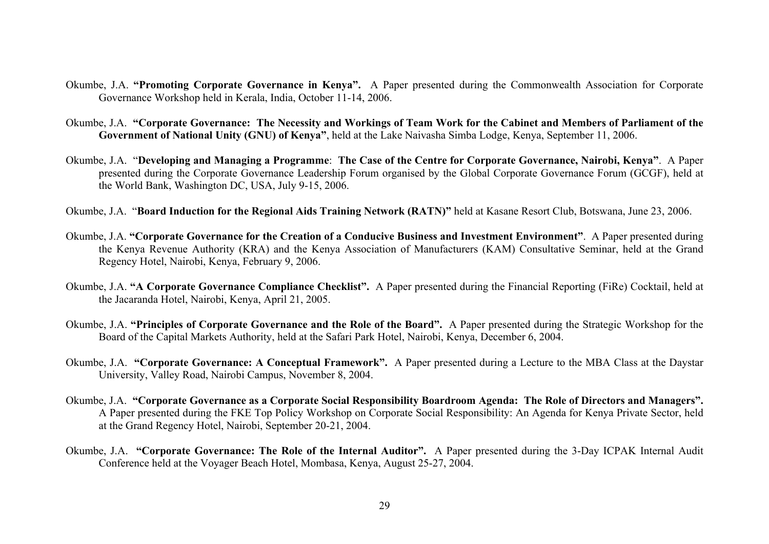Okumbe, J.A. **"Promoting Corporate Governance in Kenya".** A Paper presented during the Commonwealth Association for Corporate Governance Workshop held in Kerala, India, October 11-14, 2006.

Okumbe, J.A. **"Corporate Governance: The Necessity and Workings of Team Work for the Cabinet and Members of Parliament of the Government of National Unity (GNU) of Kenya"**, held at the Lake Naivasha Simba Lodge, Kenya, September 11, 2006.

Okumbe, J.A. "**Developing and Managing a Programme**: **The Case of the Centre for Corporate Governance, Nairobi, Kenya"**. A Paper presented during the Corporate Governance Leadership Forum organised by the Global Corporate Governance Forum (GCGF), held at the World Bank, Washington DC, USA, July 9-15, 2006.

Okumbe, J.A. "**Board Induction for the Regional Aids Training Network (RATN)"** held at Kasane Resort Club, Botswana, June 23, 2006.

Okumbe, J.A. **"Corporate Governance for the Creation of a Conducive Business and Investment Environment"**. A Paper presented during the Kenya Revenue Authority (KRA) and the Kenya Association of Manufacturers (KAM) Consultative Seminar, held at the Grand Regency Hotel, Nairobi, Kenya, February 9, 2006.

Okumbe, J.A. **"A Corporate Governance Compliance Checklist".** A Paper presented during the Financial Reporting (FiRe) Cocktail, held at the Jacaranda Hotel, Nairobi, Kenya, April 21, 2005.

Okumbe, J.A. **"Principles of Corporate Governance and the Role of the Board".** A Paper presented during the Strategic Workshop for the Board of the Capital Markets Authority, held at the Safari Park Hotel, Nairobi, Kenya, December 6, 2004.

Okumbe, J.A. **"Corporate Governance: A Conceptual Framework".** A Paper presented during a Lecture to the MBA Class at the Daystar University, Valley Road, Nairobi Campus, November 8, 2004.

Okumbe, J.A. **"Corporate Governance as a Corporate Social Responsibility Boardroom Agenda: The Role of Directors and Managers".** A Paper presented during the FKE Top Policy Workshop on Corporate Social Responsibility: An Agenda for Kenya Private Sector, held at the Grand Regency Hotel, Nairobi, September 20-21, 2004.

Okumbe, J.A. **"Corporate Governance: The Role of the Internal Auditor".** A Paper presented during the 3-Day ICPAK Internal Audit Conference held at the Voyager Beach Hotel, Mombasa, Kenya, August 25-27, 2004.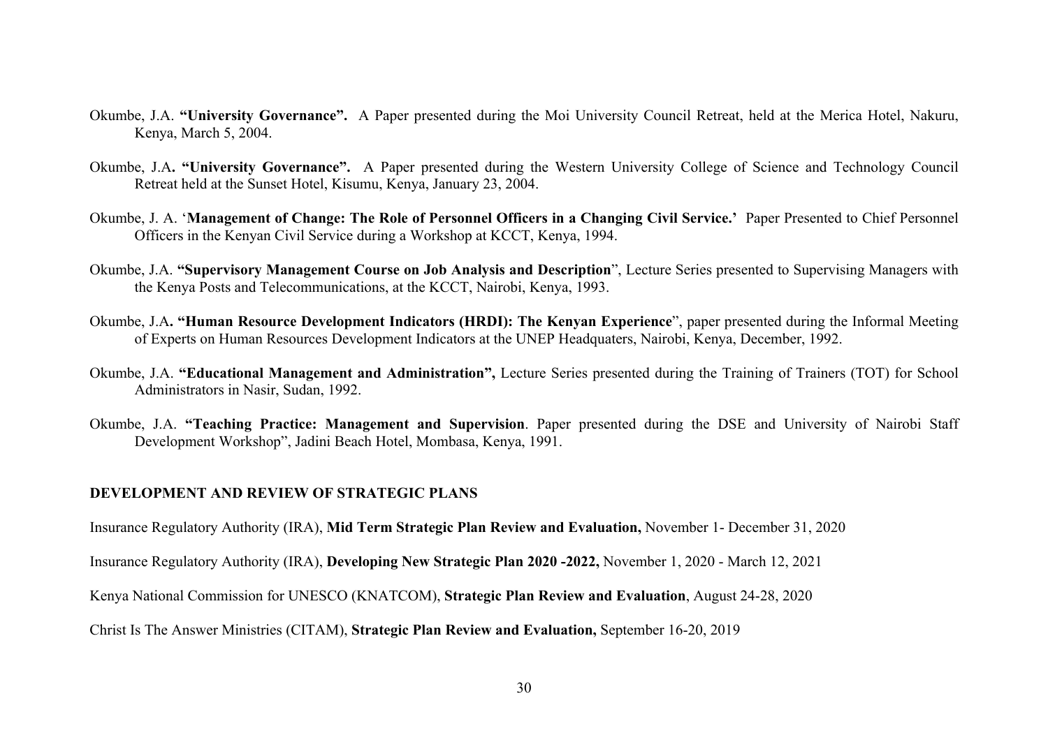Okumbe, J.A. **"University Governance".** A Paper presented during the Moi University Council Retreat, held at the Merica Hotel, Nakuru, Kenya, March 5, 2004.

Okumbe, J.A**. "University Governance".** A Paper presented during the Western University College of Science and Technology Council Retreat held at the Sunset Hotel, Kisumu, Kenya, January 23, 2004.

Okumbe, J. A. '**Management of Change: The Role of Personnel Officers in a Changing Civil Service.'** Paper Presented to Chief Personnel Officers in the Kenyan Civil Service during a Workshop at KCCT, Kenya, 1994.

Okumbe, J.A. **"Supervisory Management Course on Job Analysis and Description**", Lecture Series presented to Supervising Managers with the Kenya Posts and Telecommunications, at the KCCT, Nairobi, Kenya, 1993.

Okumbe, J.A**. "Human Resource Development Indicators (HRDI): The Kenyan Experience**", paper presented during the Informal Meeting of Experts on Human Resources Development Indicators at the UNEP Headquaters, Nairobi, Kenya, December, 1992.

Okumbe, J.A. **"Educational Management and Administration",** Lecture Series presented during the Training of Trainers (TOT) for School Administrators in Nasir, Sudan, 1992.

Okumbe, J.A. **"Teaching Practice: Management and Supervision**. Paper presented during the DSE and University of Nairobi Staff Development Workshop", Jadini Beach Hotel, Mombasa, Kenya, 1991.

## DEVELOPMENT AND REVIEW OF STRATEGIC PLANS

Insurance Regulatory Authority (IRA), **Mid Term Strategic Plan Review and Evaluation,** November 1- December 31, 2020

Insurance Regulatory Authority (IRA), **Developing New Strategic Plan 2020 -2022,** November 1, 2020 - March 12, 2021

Kenya National Commission for UNESCO (KNATCOM), **Strategic Plan Review and Evaluation**, August 24-28, 2020

Christ Is The Answer Ministries (CITAM), **Strategic Plan Review and Evaluation,** September 16-20, 2019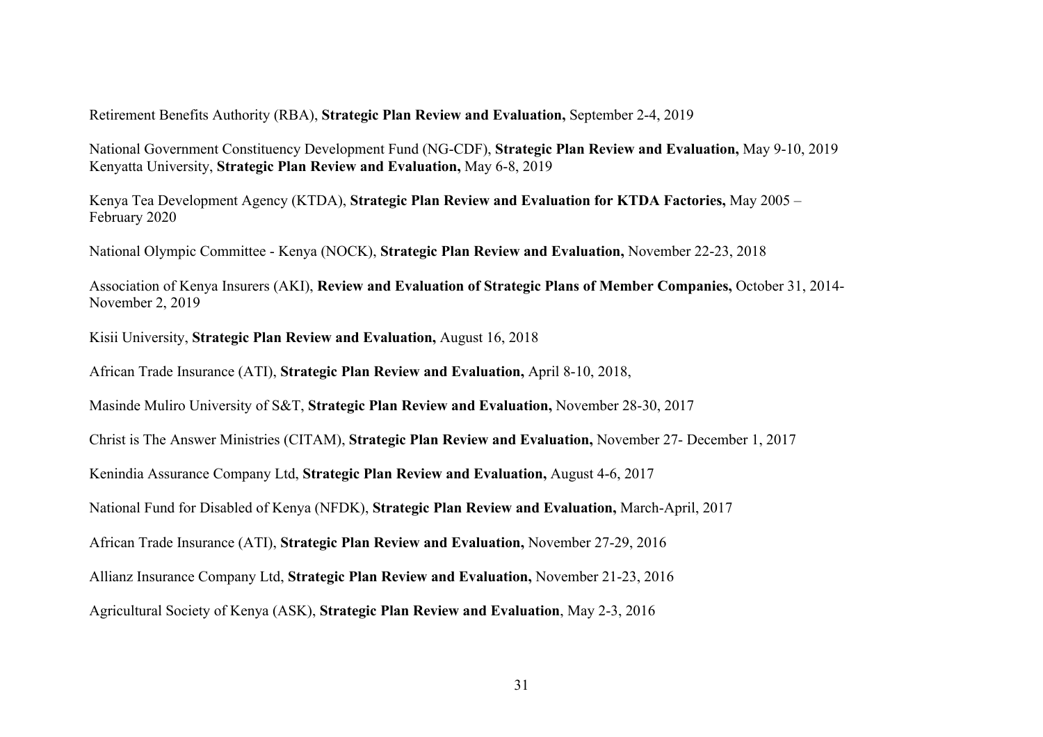Retirement Benefits Authority (RBA), **Strategic Plan Review and Evaluation,** September 2-4, 2019

National Government Constituency Development Fund (NG-CDF), **Strategic Plan Review and Evaluation,** May 9-10, 2019
Kenyatta University, **Strategic Plan Review and Evaluation,** May 6-8, 2019

Kenya Tea Development Agency (KTDA), **Strategic Plan Review and Evaluation for KTDA Factories,** May 2005 – February 2020

National Olympic Committee - Kenya (NOCK), **Strategic Plan Review and Evaluation,** November 22-23, 2018

Association of Kenya Insurers (AKI), **Review and Evaluation of Strategic Plans of Member Companies,** October 31, 2014- November 2, 2019

Kisii University, **Strategic Plan Review and Evaluation,** August 16, 2018

African Trade Insurance (ATI), **Strategic Plan Review and Evaluation,** April 8-10, 2018,

Masinde Muliro University of S&T, **Strategic Plan Review and Evaluation,** November 28-30, 2017

Christ is The Answer Ministries (CITAM), **Strategic Plan Review and Evaluation,** November 27- December 1, 2017

Kenindia Assurance Company Ltd, **Strategic Plan Review and Evaluation,** August 4-6, 2017

National Fund for Disabled of Kenya (NFDK), **Strategic Plan Review and Evaluation,** March-April, 2017

African Trade Insurance (ATI), **Strategic Plan Review and Evaluation,** November 27-29, 2016

Allianz Insurance Company Ltd, **Strategic Plan Review and Evaluation,** November 21-23, 2016

Agricultural Society of Kenya (ASK), **Strategic Plan Review and Evaluation**, May 2-3, 2016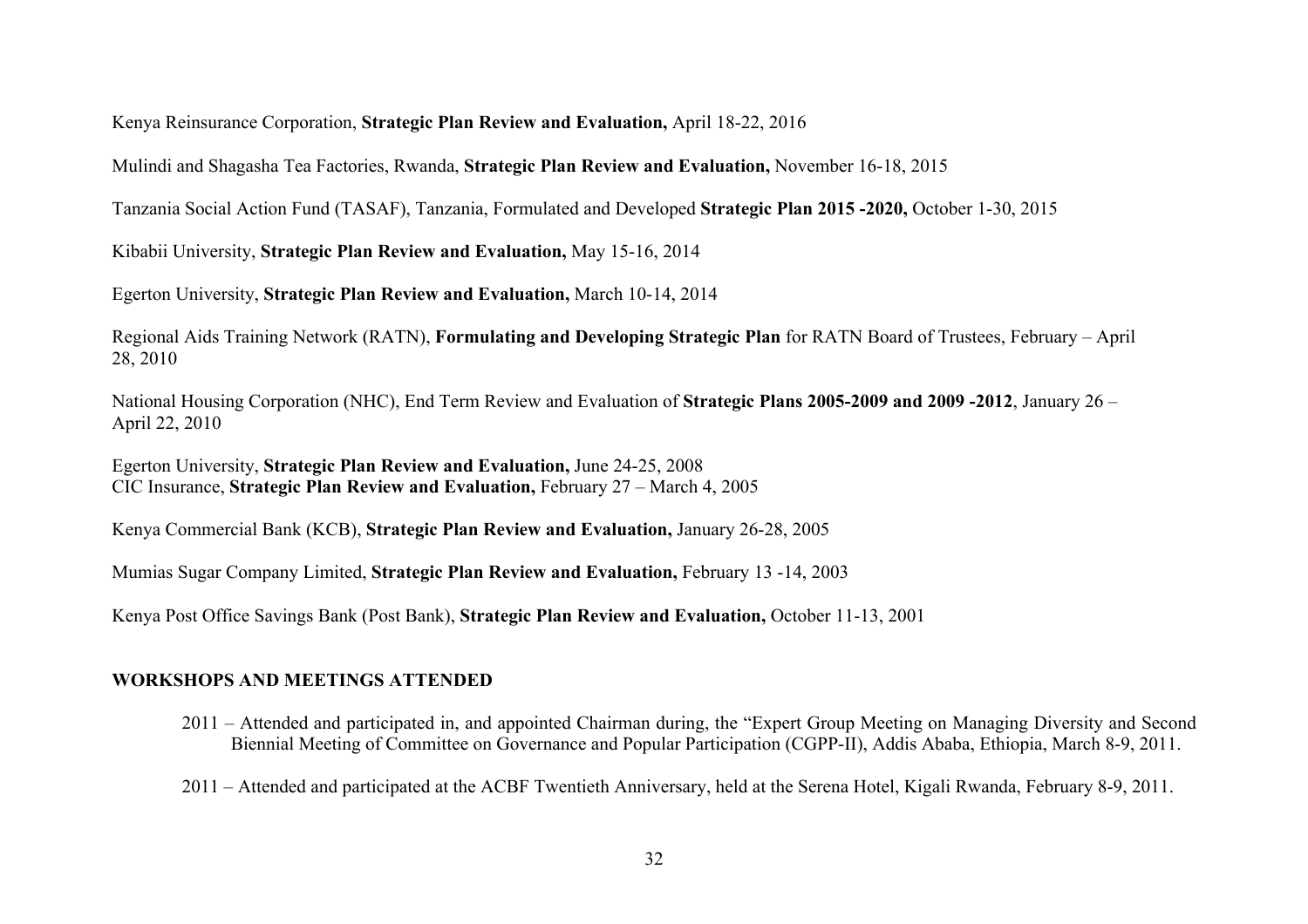Kenya Reinsurance Corporation, **Strategic Plan Review and Evaluation,** April 18-22, 2016

Mulindi and Shagasha Tea Factories, Rwanda, **Strategic Plan Review and Evaluation,** November 16-18, 2015

Tanzania Social Action Fund (TASAF), Tanzania, Formulated and Developed **Strategic Plan 2015 -2020,** October 1-30, 2015

Kibabii University, **Strategic Plan Review and Evaluation,** May 15-16, 2014

Egerton University, **Strategic Plan Review and Evaluation,** March 10-14, 2014

Regional Aids Training Network (RATN), **Formulating and Developing Strategic Plan** for RATN Board of Trustees, February – April 28, 2010

National Housing Corporation (NHC), End Term Review and Evaluation of **Strategic Plans 2005-2009 and 2009 -2012**, January 26 – April 22, 2010

Egerton University, **Strategic Plan Review and Evaluation,** June 24-25, 2008
CIC Insurance, **Strategic Plan Review and Evaluation,** February 27 – March 4, 2005

Kenya Commercial Bank (KCB), **Strategic Plan Review and Evaluation,** January 26-28, 2005

Mumias Sugar Company Limited, **Strategic Plan Review and Evaluation,** February 13 -14, 2003

Kenya Post Office Savings Bank (Post Bank), **Strategic Plan Review and Evaluation,** October 11-13, 2001

## WORKSHOPS AND MEETINGS ATTENDED

2011 – Attended and participated in, and appointed Chairman during, the "Expert Group Meeting on Managing Diversity and Second Biennial Meeting of Committee on Governance and Popular Participation (CGPP-II), Addis Ababa, Ethiopia, March 8-9, 2011.

2011 – Attended and participated at the ACBF Twentieth Anniversary, held at the Serena Hotel, Kigali Rwanda, February 8-9, 2011.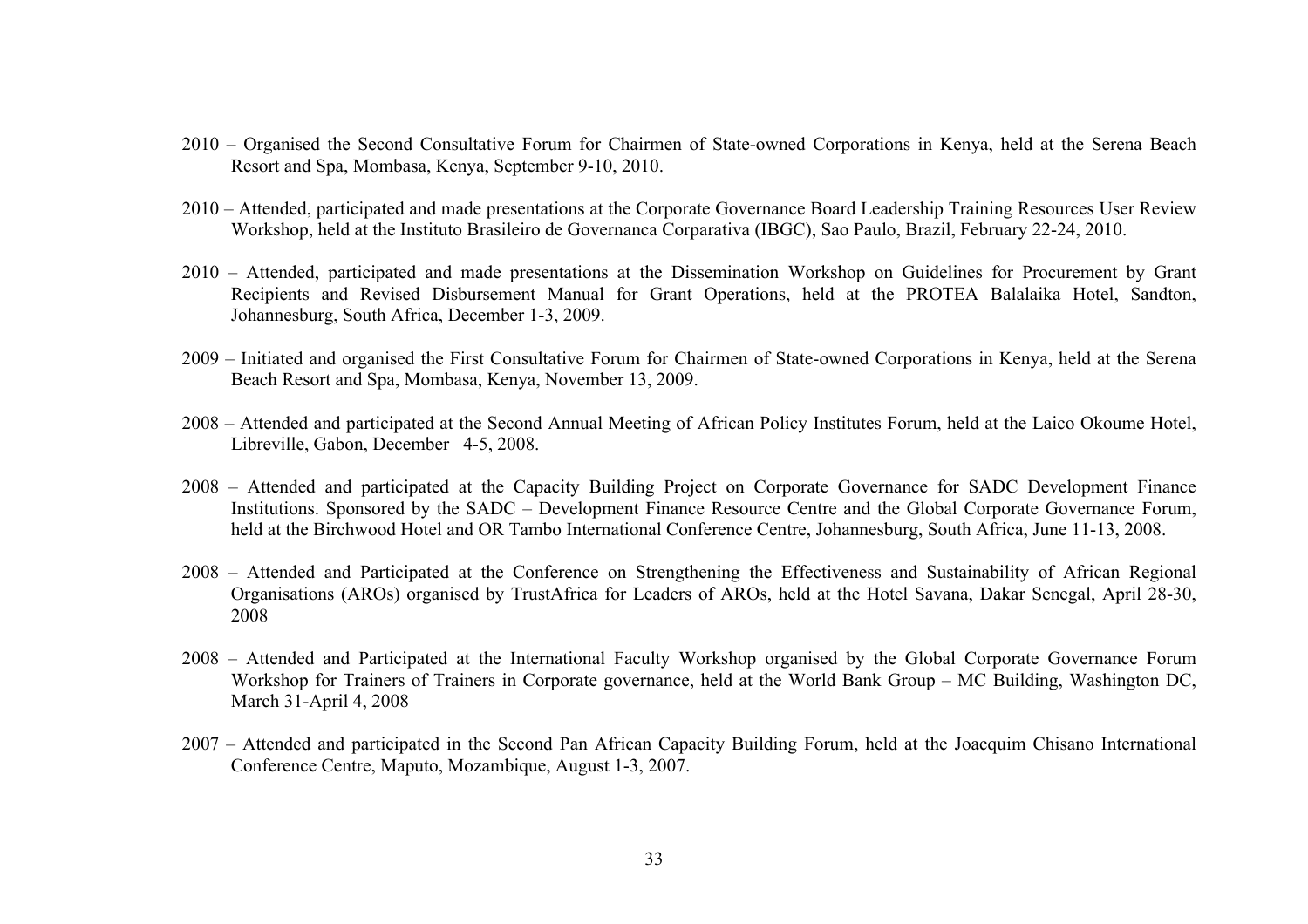2010 – Organised the Second Consultative Forum for Chairmen of State-owned Corporations in Kenya, held at the Serena Beach Resort and Spa, Mombasa, Kenya, September 9-10, 2010.

2010 – Attended, participated and made presentations at the Corporate Governance Board Leadership Training Resources User Review Workshop, held at the Instituto Brasileiro de Governanca Corparativa (IBGC), Sao Paulo, Brazil, February 22-24, 2010.

2010 – Attended, participated and made presentations at the Dissemination Workshop on Guidelines for Procurement by Grant Recipients and Revised Disbursement Manual for Grant Operations, held at the PROTEA Balalaika Hotel, Sandton, Johannesburg, South Africa, December 1-3, 2009.

2009 – Initiated and organised the First Consultative Forum for Chairmen of State-owned Corporations in Kenya, held at the Serena Beach Resort and Spa, Mombasa, Kenya, November 13, 2009.

2008 – Attended and participated at the Second Annual Meeting of African Policy Institutes Forum, held at the Laico Okoume Hotel, Libreville, Gabon, December 4-5, 2008.

2008 – Attended and participated at the Capacity Building Project on Corporate Governance for SADC Development Finance Institutions. Sponsored by the SADC – Development Finance Resource Centre and the Global Corporate Governance Forum, held at the Birchwood Hotel and OR Tambo International Conference Centre, Johannesburg, South Africa, June 11-13, 2008.

2008 – Attended and Participated at the Conference on Strengthening the Effectiveness and Sustainability of African Regional Organisations (AROs) organised by TrustAfrica for Leaders of AROs, held at the Hotel Savana, Dakar Senegal, April 28-30, 2008

2008 – Attended and Participated at the International Faculty Workshop organised by the Global Corporate Governance Forum Workshop for Trainers of Trainers in Corporate governance, held at the World Bank Group – MC Building, Washington DC, March 31-April 4, 2008

2007 – Attended and participated in the Second Pan African Capacity Building Forum, held at the Joacquim Chisano International Conference Centre, Maputo, Mozambique, August 1-3, 2007.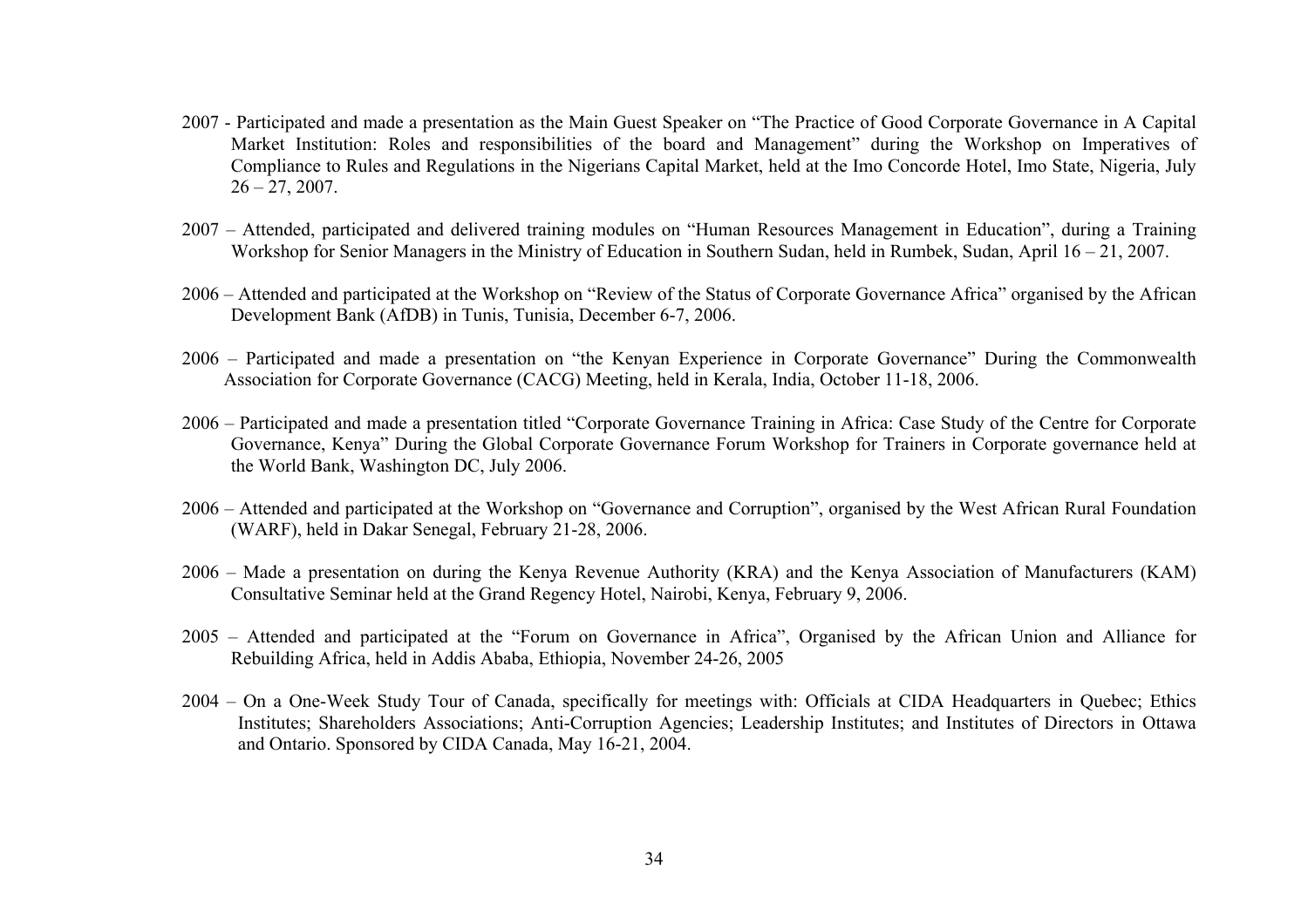2007 - Participated and made a presentation as the Main Guest Speaker on “The Practice of Good Corporate Governance in A Capital Market Institution: Roles and responsibilities of the board and Management” during the Workshop on Imperatives of Compliance to Rules and Regulations in the Nigerians Capital Market, held at the Imo Concorde Hotel, Imo State, Nigeria, July 26 – 27, 2007.

2007 – Attended, participated and delivered training modules on “Human Resources Management in Education”, during a Training Workshop for Senior Managers in the Ministry of Education in Southern Sudan, held in Rumbek, Sudan, April 16 – 21, 2007.

2006 – Attended and participated at the Workshop on “Review of the Status of Corporate Governance Africa” organised by the African Development Bank (AfDB) in Tunis, Tunisia, December 6-7, 2006.

2006 – Participated and made a presentation on “the Kenyan Experience in Corporate Governance” During the Commonwealth Association for Corporate Governance (CACG) Meeting, held in Kerala, India, October 11-18, 2006.

2006 – Participated and made a presentation titled “Corporate Governance Training in Africa: Case Study of the Centre for Corporate Governance, Kenya” During the Global Corporate Governance Forum Workshop for Trainers in Corporate governance held at the World Bank, Washington DC, July 2006.

2006 – Attended and participated at the Workshop on “Governance and Corruption”, organised by the West African Rural Foundation (WARF), held in Dakar Senegal, February 21-28, 2006.

2006 – Made a presentation on during the Kenya Revenue Authority (KRA) and the Kenya Association of Manufacturers (KAM) Consultative Seminar held at the Grand Regency Hotel, Nairobi, Kenya, February 9, 2006.

2005 – Attended and participated at the “Forum on Governance in Africa”, Organised by the African Union and Alliance for Rebuilding Africa, held in Addis Ababa, Ethiopia, November 24-26, 2005

2004 – On a One-Week Study Tour of Canada, specifically for meetings with: Officials at CIDA Headquarters in Quebec; Ethics Institutes; Shareholders Associations; Anti-Corruption Agencies; Leadership Institutes; and Institutes of Directors in Ottawa and Ontario. Sponsored by CIDA Canada, May 16-21, 2004.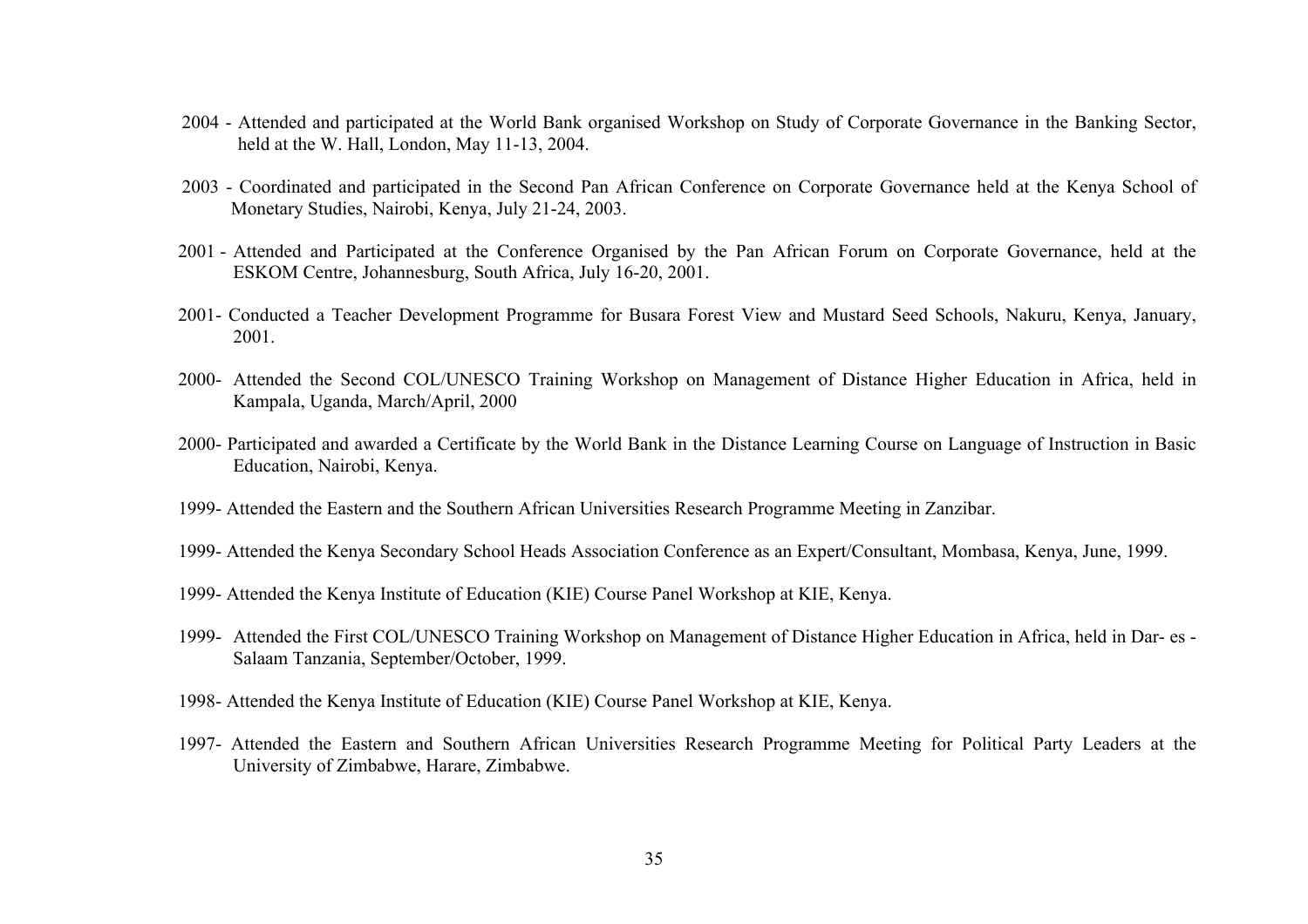2004 - Attended and participated at the World Bank organised Workshop on Study of Corporate Governance in the Banking Sector, held at the W. Hall, London, May 11-13, 2004.

2003 - Coordinated and participated in the Second Pan African Conference on Corporate Governance held at the Kenya School of Monetary Studies, Nairobi, Kenya, July 21-24, 2003.

2001 - Attended and Participated at the Conference Organised by the Pan African Forum on Corporate Governance, held at the ESKOM Centre, Johannesburg, South Africa, July 16-20, 2001.

2001- Conducted a Teacher Development Programme for Busara Forest View and Mustard Seed Schools, Nakuru, Kenya, January, 2001.

2000- Attended the Second COL/UNESCO Training Workshop on Management of Distance Higher Education in Africa, held in Kampala, Uganda, March/April, 2000

2000- Participated and awarded a Certificate by the World Bank in the Distance Learning Course on Language of Instruction in Basic Education, Nairobi, Kenya.

1999- Attended the Eastern and the Southern African Universities Research Programme Meeting in Zanzibar.

1999- Attended the Kenya Secondary School Heads Association Conference as an Expert/Consultant, Mombasa, Kenya, June, 1999.

1999- Attended the Kenya Institute of Education (KIE) Course Panel Workshop at KIE, Kenya.

1999- Attended the First COL/UNESCO Training Workshop on Management of Distance Higher Education in Africa, held in Dar- es - Salaam Tanzania, September/October, 1999.

1998- Attended the Kenya Institute of Education (KIE) Course Panel Workshop at KIE, Kenya.

1997- Attended the Eastern and Southern African Universities Research Programme Meeting for Political Party Leaders at the University of Zimbabwe, Harare, Zimbabwe.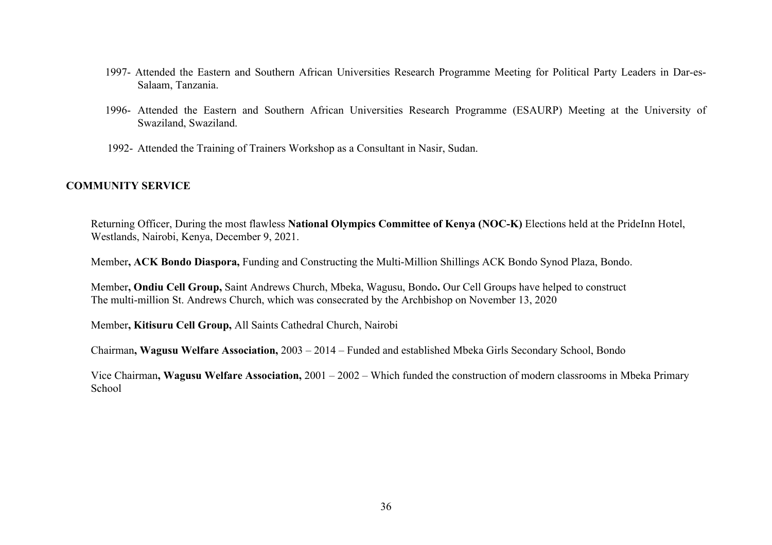1997- Attended the Eastern and Southern African Universities Research Programme Meeting for Political Party Leaders in Dar-es-Salaam, Tanzania.

1996- Attended the Eastern and Southern African Universities Research Programme (ESAURP) Meeting at the University of Swaziland, Swaziland.

1992- Attended the Training of Trainers Workshop as a Consultant in Nasir, Sudan.

## COMMUNITY SERVICE

Returning Officer, During the most flawless **National Olympics Committee of Kenya (NOC-K)** Elections held at the PrideInn Hotel, Westlands, Nairobi, Kenya, December 9, 2021.

Member**, ACK Bondo Diaspora,** Funding and Constructing the Multi-Million Shillings ACK Bondo Synod Plaza, Bondo.

Member**, Ondiu Cell Group,** Saint Andrews Church, Mbeka, Wagusu, Bondo**.** Our Cell Groups have helped to construct The multi-million St. Andrews Church, which was consecrated by the Archbishop on November 13, 2020

Member**, Kitisuru Cell Group,** All Saints Cathedral Church, Nairobi

Chairman**, Wagusu Welfare Association,** 2003 – 2014 – Funded and established Mbeka Girls Secondary School, Bondo

Vice Chairman**, Wagusu Welfare Association,** 2001 – 2002 – Which funded the construction of modern classrooms in Mbeka Primary School